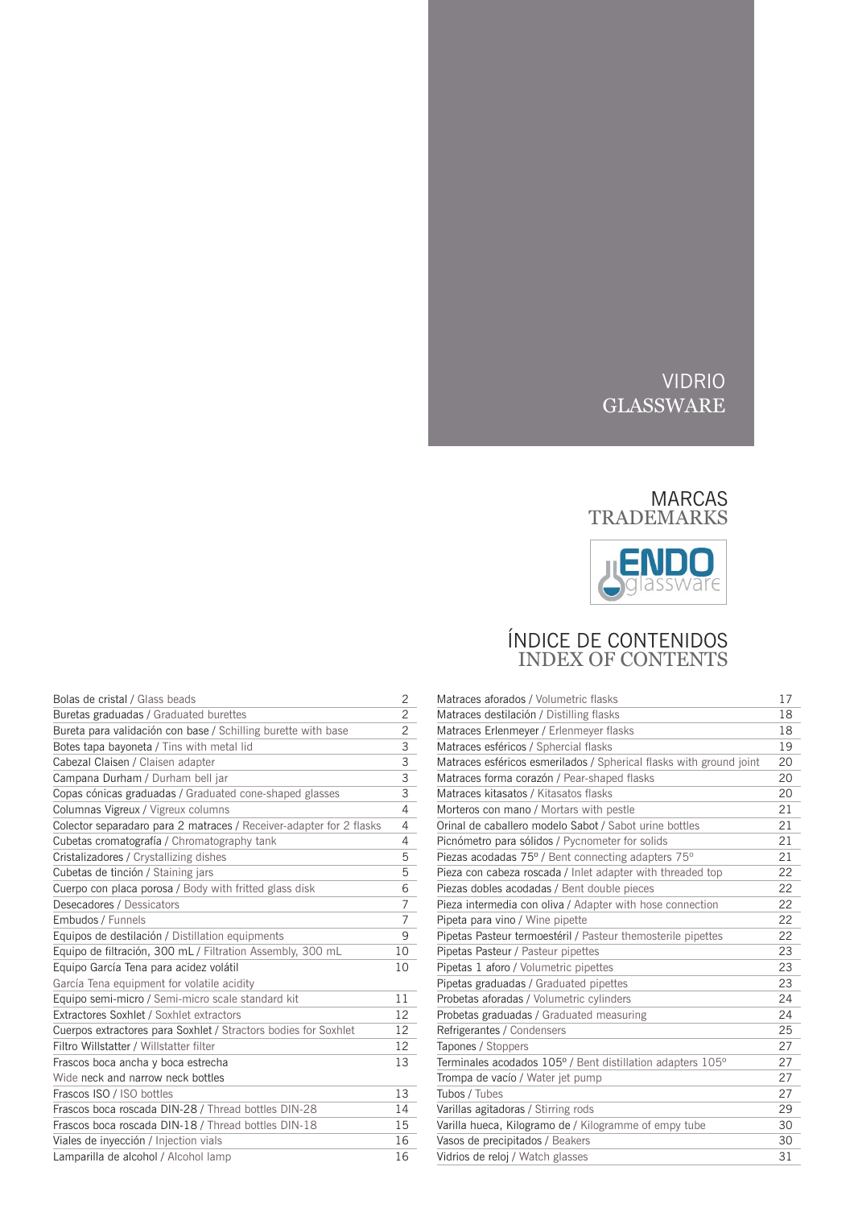# VIDRIO
# GLASSWARE

## MARCAS
## TRADEMARKS

ENDO glassware

## ÍNDICE DE CONTENIDOS
## INDEX OF CONTENTS

| | |
|---|---|
| Bolas de cristal / Glass beads | 2 |
| Buretas graduadas / Graduated burettes | 2 |
| Bureta para validación con base / Schilling burette with base | 2 |
| Botes tapa bayoneta / Tins with metal lid | 3 |
| Cabezal Claisen / Claisen adapter | 3 |
| Campana Durham / Durham bell jar | 3 |
| Copas cónicas graduadas / Graduated cone-shaped glasses | 3 |
| Columnas Vigreux / Vigreux columns | 4 |
| Colector separadaro para 2 matraces / Receiver-adapter for 2 flasks | 4 |
| Cubetas cromatografía / Chromatography tank | 4 |
| Cristalizadores / Crystallizing dishes | 5 |
| Cubetas de tinción / Staining jars | 5 |
| Cuerpo con placa porosa / Body with fritted glass disk | 6 |
| Desecadores / Dessicators | 7 |
| Embudos / Funnels | 7 |
| Equipos de destilación / Distillation equipments | 9 |
| Equipo de filtración, 300 mL / Filtration Assembly, 300 mL | 10 |
| Equipo García Tena para acidez volátil García Tena equipment for volatile acidity | 10 |
| Equipo semi-micro / Semi-micro scale standard kit | 11 |
| Extractores Soxhlet / Soxhlet extractors | 12 |
| Cuerpos extractores para Soxhlet / Stractors bodies for Soxhlet | 12 |
| Filtro Willstatter / Willstatter filter | 12 |
| Frascos boca ancha y boca estrecha Wide neck and narrow neck bottles | 13 |
| Frascos ISO / ISO bottles | 13 |
| Frascos boca roscada DIN-28 / Thread bottles DIN-28 | 14 |
| Frascos boca roscada DIN-18 / Thread bottles DIN-18 | 15 |
| Viales de inyección / Injection vials | 16 |
| Lamparilla de alcohol / Alcohol lamp | 16 |
| Matraces aforados / Volumetric flasks | 17 |
| Matraces destilación / Distilling flasks | 18 |
| Matraces Erlenmeyer / Erlenmeyer flasks | 18 |
| Matraces esféricos / Sphercial flasks | 19 |
| Matraces esféricos esmerilados / Spherical flasks with ground joint | 20 |
| Matraces forma corazón / Pear-shaped flasks | 20 |
| Matraces kitasatos / Kitasatos flasks | 20 |
| Morteros con mano / Mortars with pestle | 21 |
| Orinal de caballero modelo Sabot / Sabot urine bottles | 21 |
| Picnómetro para sólidos / Pycnometer for solids | 21 |
| Piezas acodadas 75º / Bent connecting adapters 75º | 21 |
| Pieza con cabeza roscada / Inlet adapter with threaded top | 22 |
| Piezas dobles acodadas / Bent double pieces | 22 |
| Pieza intermedia con oliva / Adapter with hose connection | 22 |
| Pipeta para vino / Wine pipette | 22 |
| Pipetas Pasteur termoestéril / Pasteur themosterile pipettes | 22 |
| Pipetas Pasteur / Pasteur pipettes | 23 |
| Pipetas 1 aforo / Volumetric pipettes | 23 |
| Pipetas graduadas / Graduated pipettes | 23 |
| Probetas aforadas / Volumetric cylinders | 24 |
| Probetas graduadas / Graduated measuring | 24 |
| Refrigerantes / Condensers | 25 |
| Tapones / Stoppers | 27 |
| Terminales acodados 105º / Bent distillation adapters 105º | 27 |
| Trompa de vacío / Water jet pump | 27 |
| Tubos / Tubes | 27 |
| Varillas agitadoras / Stirring rods | 29 |
| Varilla hueca, Kilogramo de / Kilogramme of empy tube | 30 |
| Vasos de precipitados / Beakers | 30 |
| Vidrios de reloj / Watch glasses | 31 |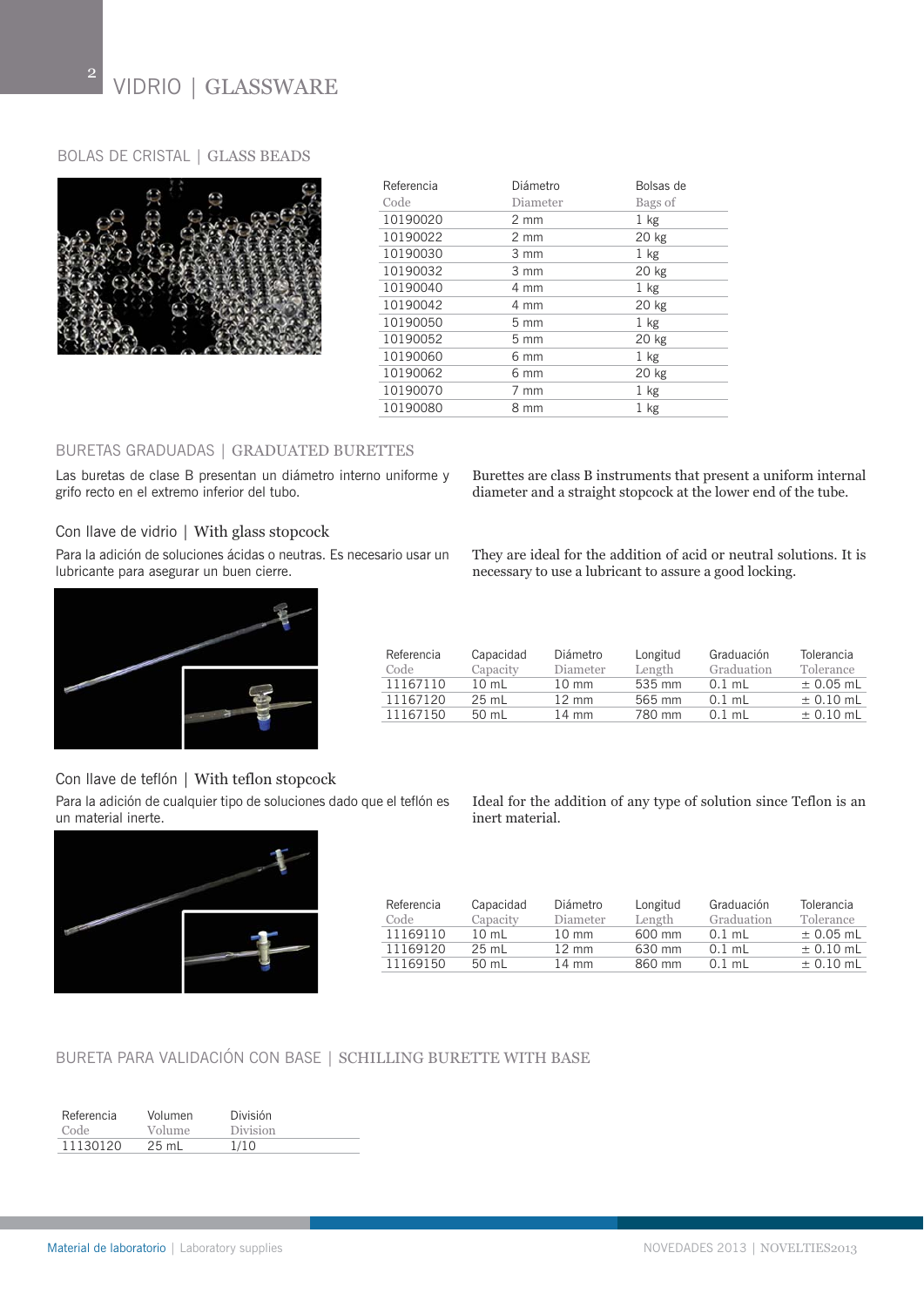# VIDRIO | GLASSWARE

## BOLAS DE CRISTAL | GLASS BEADS

| Referencia<br>Code | Diámetro<br>Diameter | Bolsas de<br>Bags of |
|---|---|---|
| 10190020 | 2 mm | 1 kg |
| 10190022 | 2 mm | 20 kg |
| 10190030 | 3 mm | 1 kg |
| 10190032 | 3 mm | 20 kg |
| 10190040 | 4 mm | 1 kg |
| 10190042 | 4 mm | 20 kg |
| 10190050 | 5 mm | 1 kg |
| 10190052 | 5 mm | 20 kg |
| 10190060 | 6 mm | 1 kg |
| 10190062 | 6 mm | 20 kg |
| 10190070 | 7 mm | 1 kg |
| 10190080 | 8 mm | 1 kg |

## BURETAS GRADUADAS | GRADUATED BURETTES

Las buretas de clase B presentan un diámetro interno uniforme y grifo recto en el extremo inferior del tubo.

Burettes are class B instruments that present a uniform internal diameter and a straight stopcock at the lower end of the tube.

### Con llave de vidrio | With glass stopcock

Para la adición de soluciones ácidas o neutras. Es necesario usar un lubricante para asegurar un buen cierre.

They are ideal for the addition of acid or neutral solutions. It is necessary to use a lubricant to assure a good locking.

| Referencia<br>Code | Capacidad<br>Capacity | Diámetro<br>Diameter | Longitud<br>Length | Graduación<br>Graduation | Tolerancia<br>Tolerance |
|---|---|---|---|---|---|
| 11167110 | 10 mL | 10 mm | 535 mm | 0.1 mL | ± 0.05 mL |
| 11167120 | 25 mL | 12 mm | 565 mm | 0.1 mL | ± 0.10 mL |
| 11167150 | 50 mL | 14 mm | 780 mm | 0.1 mL | ± 0.10 mL |

### Con llave de teflón | With teflon stopcock

Para la adición de cualquier tipo de soluciones dado que el teflón es un material inerte.

Ideal for the addition of any type of solution since Teflon is an inert material.

| Referencia<br>Code | Capacidad<br>Capacity | Diámetro<br>Diameter | Longitud<br>Length | Graduación<br>Graduation | Tolerancia<br>Tolerance |
|---|---|---|---|---|---|
| 11169110 | 10 mL | 10 mm | 600 mm | 0.1 mL | ± 0.05 mL |
| 11169120 | 25 mL | 12 mm | 630 mm | 0.1 mL | ± 0.10 mL |
| 11169150 | 50 mL | 14 mm | 860 mm | 0.1 mL | ± 0.10 mL |

## BURETA PARA VALIDACIÓN CON BASE | SCHILLING BURETTE WITH BASE

| Referencia<br>Code | Volumen<br>Volume | División<br>Division |
|---|---|---|
| 11130120 | 25 mL | 1/10 |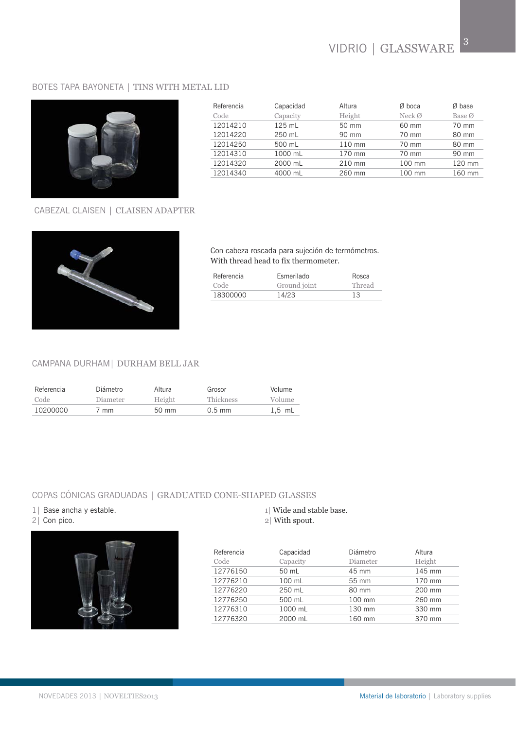# VIDRIO | GLASSWARE

## BOTES TAPA BAYONETA | TINS WITH METAL LID

| Referencia<br>Code | Capacidad<br>Capacity | Altura<br>Height | Ø boca<br>Neck Ø | Ø base<br>Base Ø |
|---|---|---|---|---|
| 12014210 | 125 mL | 50 mm | 60 mm | 70 mm |
| 12014220 | 250 mL | 90 mm | 70 mm | 80 mm |
| 12014250 | 500 mL | 110 mm | 70 mm | 80 mm |
| 12014310 | 1000 mL | 170 mm | 70 mm | 90 mm |
| 12014320 | 2000 mL | 210 mm | 100 mm | 120 mm |
| 12014340 | 4000 mL | 260 mm | 100 mm | 160 mm |

## CABEZAL CLAISEN | CLAISEN ADAPTER

Con cabeza roscada para sujeción de termómetros.
With thread head to fix thermometer.

| Referencia<br>Code | Esmerilado<br>Ground joint | Rosca<br>Thread |
|---|---|---|
| 18300000 | 14/23 | 13 |

## CAMPANA DURHAM| DURHAM BELL JAR

| Referencia<br>Code | Diámetro<br>Diameter | Altura<br>Height | Grosor<br>Thickness | Volume<br>Volume |
|---|---|---|---|---|
| 10200000 | 7 mm | 50 mm | 0.5 mm | 1,5 mL |

## COPAS CÓNICAS GRADUADAS | GRADUATED CONE-SHAPED GLASSES

1| Base ancha y estable.
2| Con pico.

1| Wide and stable base.
2| With spout.

| Referencia<br>Code | Capacidad<br>Capacity | Diámetro<br>Diameter | Altura<br>Height |
|---|---|---|---|
| 12776150 | 50 mL | 45 mm | 145 mm |
| 12776210 | 100 mL | 55 mm | 170 mm |
| 12776220 | 250 mL | 80 mm | 200 mm |
| 12776250 | 500 mL | 100 mm | 260 mm |
| 12776310 | 1000 mL | 130 mm | 330 mm |
| 12776320 | 2000 mL | 160 mm | 370 mm |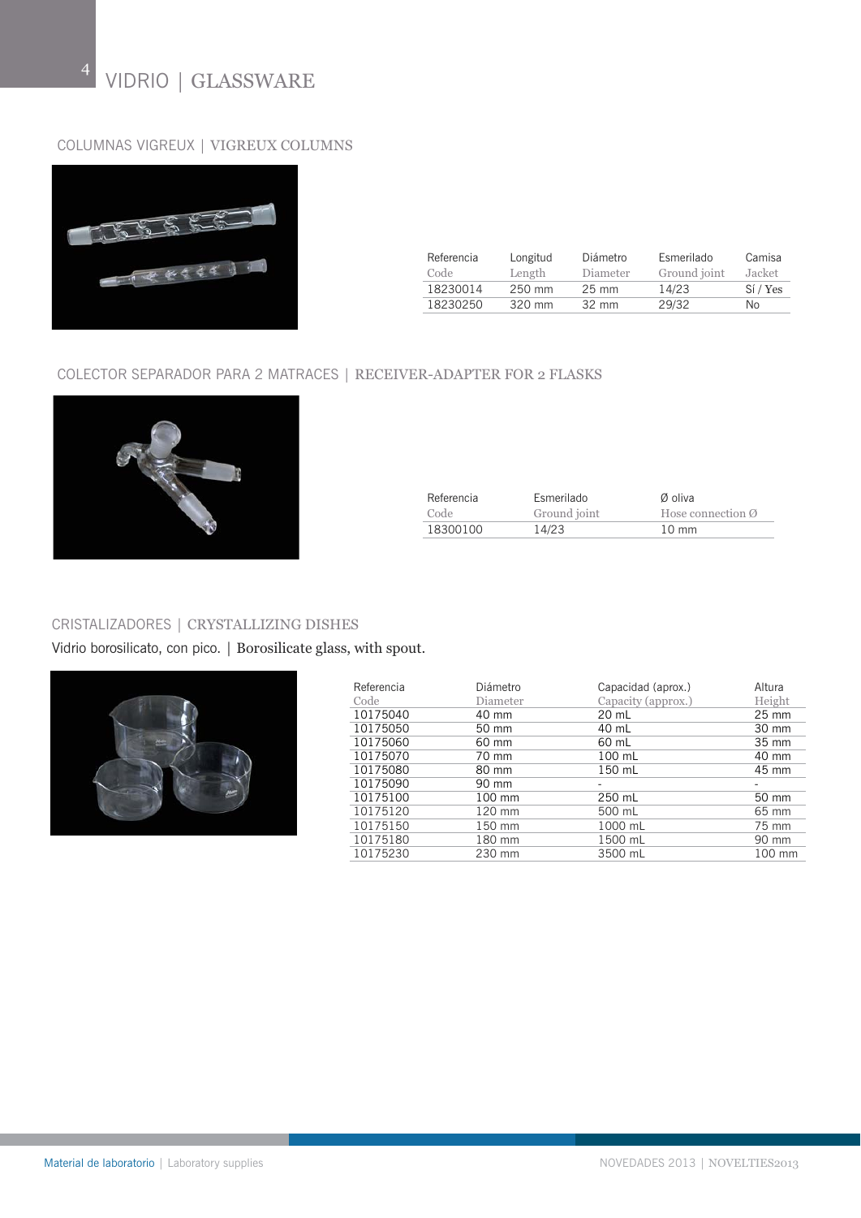# VIDRIO | GLASSWARE

## COLUMNAS VIGREUX | VIGREUX COLUMNS

| Referencia<br>Code | Longitud<br>Length | Diámetro<br>Diameter | Esmerilado<br>Ground joint | Camisa<br>Jacket |
|---|---|---|---|---|
| 18230014 | 250 mm | 25 mm | 14/23 | Sí / Yes |
| 18230250 | 320 mm | 32 mm | 29/32 | No |

## COLECTOR SEPARADOR PARA 2 MATRACES | RECEIVER-ADAPTER FOR 2 FLASKS

| Referencia<br>Code | Esmerilado<br>Ground joint | Ø oliva<br>Hose connection Ø |
|---|---|---|
| 18300100 | 14/23 | 10 mm |

## CRISTALIZADORES | CRYSTALLIZING DISHES

Vidrio borosilicato, con pico. | Borosilicate glass, with spout.

| Referencia<br>Code | Diámetro<br>Diameter | Capacidad (aprox.)<br>Capacity (approx.) | Altura<br>Height |
|---|---|---|---|
| 10175040 | 40 mm | 20 mL | 25 mm |
| 10175050 | 50 mm | 40 mL | 30 mm |
| 10175060 | 60 mm | 60 mL | 35 mm |
| 10175070 | 70 mm | 100 mL | 40 mm |
| 10175080 | 80 mm | 150 mL | 45 mm |
| 10175090 | 90 mm | - | - |
| 10175100 | 100 mm | 250 mL | 50 mm |
| 10175120 | 120 mm | 500 mL | 65 mm |
| 10175150 | 150 mm | 1000 mL | 75 mm |
| 10175180 | 180 mm | 1500 mL | 90 mm |
| 10175230 | 230 mm | 3500 mL | 100 mm |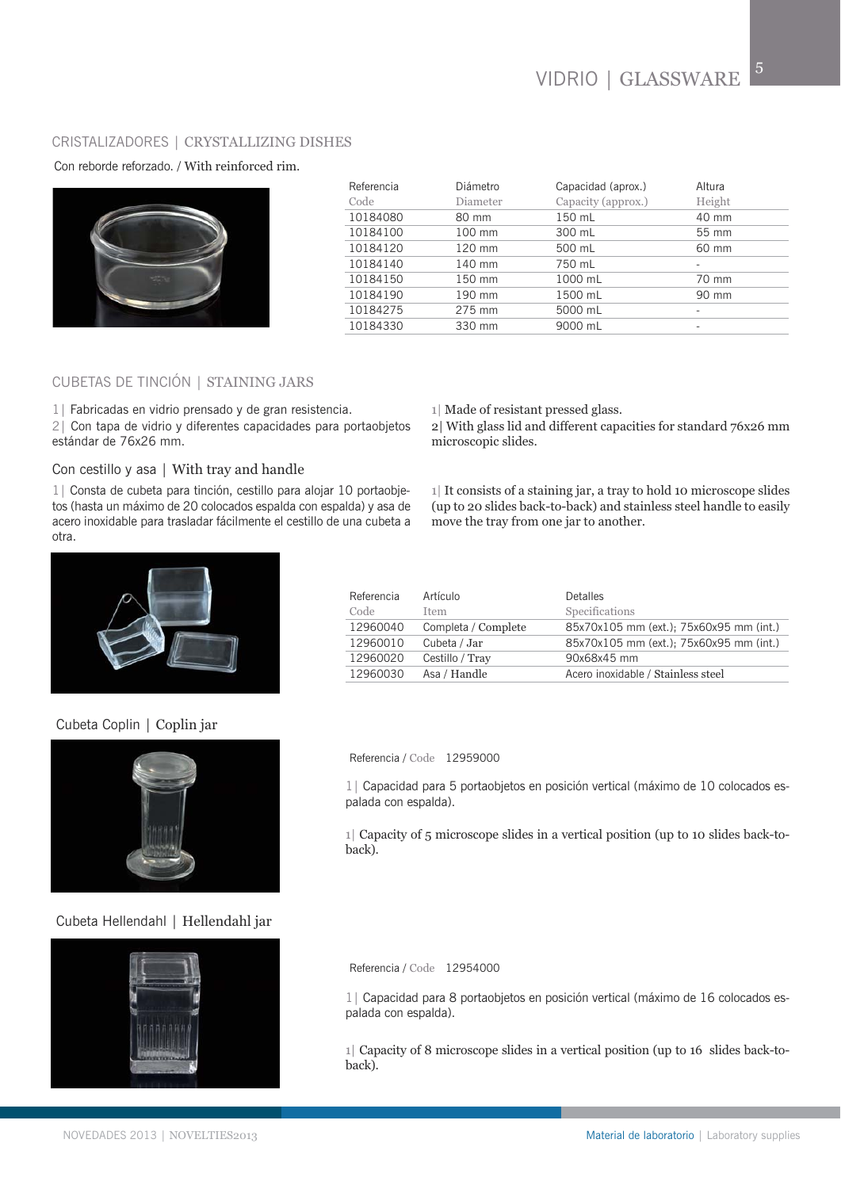# VIDRIO | GLASSWARE

## CRISTALIZADORES | CRYSTALLIZING DISHES

Con reborde reforzado. / With reinforced rim.

| Referencia<br>Code | Diámetro<br>Diameter | Capacidad (aprox.)<br>Capacity (approx.) | Altura<br>Height |
|---|---|---|---|
| 10184080 | 80 mm | 150 mL | 40 mm |
| 10184100 | 100 mm | 300 mL | 55 mm |
| 10184120 | 120 mm | 500 mL | 60 mm |
| 10184140 | 140 mm | 750 mL | - |
| 10184150 | 150 mm | 1000 mL | 70 mm |
| 10184190 | 190 mm | 1500 mL | 90 mm |
| 10184275 | 275 mm | 5000 mL | - |
| 10184330 | 330 mm | 9000 mL | - |

## CUBETAS DE TINCIÓN | STAINING JARS

1| Fabricadas en vidrio prensado y de gran resistencia.
2| Con tapa de vidrio y diferentes capacidades para portaobjetos estándar de 76x26 mm.

1| Made of resistant pressed glass.
2| With glass lid and different capacities for standard 76x26 mm microscopic slides.

### Con cestillo y asa | With tray and handle

1| Consta de cubeta para tinción, cestillo para alojar 10 portaobjetos (hasta un máximo de 20 colocados espalda con espalda) y asa de acero inoxidable para trasladar fácilmente el cestillo de una cubeta a otra.

1| It consists of a staining jar, a tray to hold 10 microscope slides (up to 20 slides back-to-back) and stainless steel handle to easily move the tray from one jar to another.

| Referencia<br>Code | Artículo<br>Item | Detalles<br>Specifications |
|---|---|---|
| 12960040 | Completa / Complete | 85x70x105 mm (ext.); 75x60x95 mm (int.) |
| 12960010 | Cubeta / Jar | 85x70x105 mm (ext.); 75x60x95 mm (int.) |
| 12960020 | Cestillo / Tray | 90x68x45 mm |
| 12960030 | Asa / Handle | Acero inoxidable / Stainless steel |

### Cubeta Coplin | Coplin jar

Referencia / Code 12959000

1| Capacidad para 5 portaobjetos en posición vertical (máximo de 10 colocados espalda con espalda).

1| Capacity of 5 microscope slides in a vertical position (up to 10 slides back-to-back).

### Cubeta Hellendahl | Hellendahl jar

Referencia / Code 12954000

1| Capacidad para 8 portaobjetos en posición vertical (máximo de 16 colocados espalda con espalda).

1| Capacity of 8 microscope slides in a vertical position (up to 16 slides back-to-back).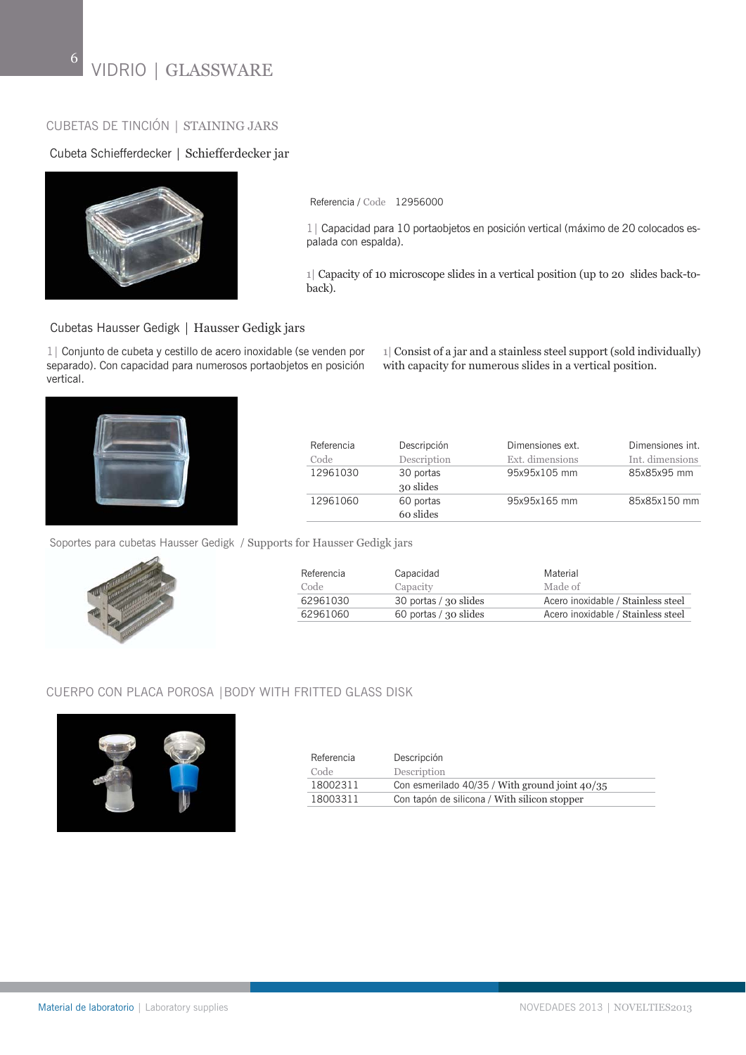# VIDRIO | GLASSWARE

## CUBETAS DE TINCIÓN | STAINING JARS

### Cubeta Schiefferdecker | Schiefferdecker jar

Referencia / Code 12956000

1| Capacidad para 10 portaobjetos en posición vertical (máximo de 20 colocados espalada con espalda).

1| Capacity of 10 microscope slides in a vertical position (up to 20 slides back-to-back).

### Cubetas Hausser Gedigk | Hausser Gedigk jars

1| Conjunto de cubeta y cestillo de acero inoxidable (se venden por separado). Con capacidad para numerosos portaobjetos en posición vertical.

1| Consist of a jar and a stainless steel support (sold individually) with capacity for numerous slides in a vertical position.

| Referencia<br>Code | Descripción<br>Description | Dimensiones ext.<br>Ext. dimensions | Dimensiones int.<br>Int. dimensions |
|---|---|---|---|
| 12961030 | 30 portas<br>30 slides | 95x95x105 mm | 85x85x95 mm |
| 12961060 | 60 portas<br>60 slides | 95x95x165 mm | 85x85x150 mm |

Soportes para cubetas Hausser Gedigk / Supports for Hausser Gedigk jars

| Referencia<br>Code | Capacidad<br>Capacity | Material<br>Made of |
|---|---|---|
| 62961030 | 30 portas / 30 slides | Acero inoxidable / Stainless steel |
| 62961060 | 60 portas / 30 slides | Acero inoxidable / Stainless steel |

## CUERPO CON PLACA POROSA | BODY WITH FRITTED GLASS DISK

| Referencia<br>Code | Descripción<br>Description |
|---|---|
| 18002311 | Con esmerilado 40/35 / With ground joint 40/35 |
| 18003311 | Con tapón de silicona / With silicon stopper |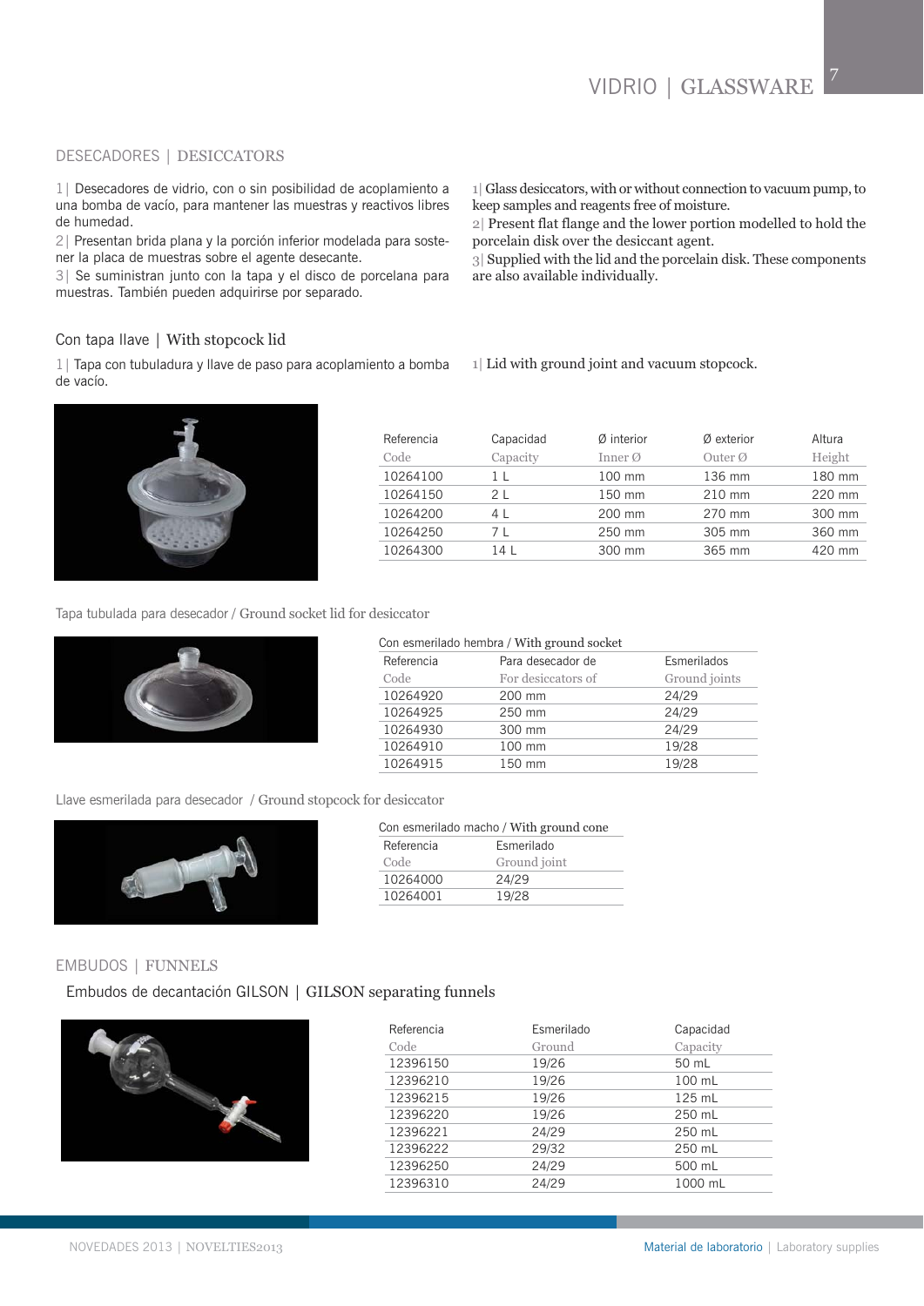# VIDRIO | GLASSWARE

## DESECADORES | DESICCATORS

1| Desecadores de vidrio, con o sin posibilidad de acoplamiento a una bomba de vacío, para mantener las muestras y reactivos libres de humedad.
2| Presentan brida plana y la porción inferior modelada para sostener la placa de muestras sobre el agente desecante.
3| Se suministran junto con la tapa y el disco de porcelana para muestras. También pueden adquirirse por separado.

1| Glass desiccators, with or without connection to vacuum pump, to keep samples and reagents free of moisture.
2| Present flat flange and the lower portion modelled to hold the porcelain disk over the desiccant agent.
3| Supplied with the lid and the porcelain disk. These components are also available individually.

### Con tapa llave | With stopcock lid

1| Tapa con tubuladura y llave de paso para acoplamiento a bomba de vacío.

1| Lid with ground joint and vacuum stopcock.

| Referencia<br>Code | Capacidad<br>Capacity | Ø interior<br>Inner Ø | Ø exterior<br>Outer Ø | Altura<br>Height |
|---|---|---|---|---|
| 10264100 | 1 L | 100 mm | 136 mm | 180 mm |
| 10264150 | 2 L | 150 mm | 210 mm | 220 mm |
| 10264200 | 4 L | 200 mm | 270 mm | 300 mm |
| 10264250 | 7 L | 250 mm | 305 mm | 360 mm |
| 10264300 | 14 L | 300 mm | 365 mm | 420 mm |

### Tapa tubulada para desecador / Ground socket lid for desiccator

Con esmerilado hembra / With ground socket

| Referencia<br>Code | Para desecador de<br>For desiccators of | Esmerilados<br>Ground joints |
|---|---|---|
| 10264920 | 200 mm | 24/29 |
| 10264925 | 250 mm | 24/29 |
| 10264930 | 300 mm | 24/29 |
| 10264910 | 100 mm | 19/28 |
| 10264915 | 150 mm | 19/28 |

### Llave esmerilada para desecador / Ground stopcock for desiccator

Con esmerilado macho / With ground cone

| Referencia<br>Code | Esmerilado<br>Ground joint |
|---|---|
| 10264000 | 24/29 |
| 10264001 | 19/28 |

## EMBUDOS | FUNNELS

### Embudos de decantación GILSON | GILSON separating funnels

| Referencia<br>Code | Esmerilado<br>Ground | Capacidad<br>Capacity |
|---|---|---|
| 12396150 | 19/26 | 50 mL |
| 12396210 | 19/26 | 100 mL |
| 12396215 | 19/26 | 125 mL |
| 12396220 | 19/26 | 250 mL |
| 12396221 | 24/29 | 250 mL |
| 12396222 | 29/32 | 250 mL |
| 12396250 | 24/29 | 500 mL |
| 12396310 | 24/29 | 1000 mL |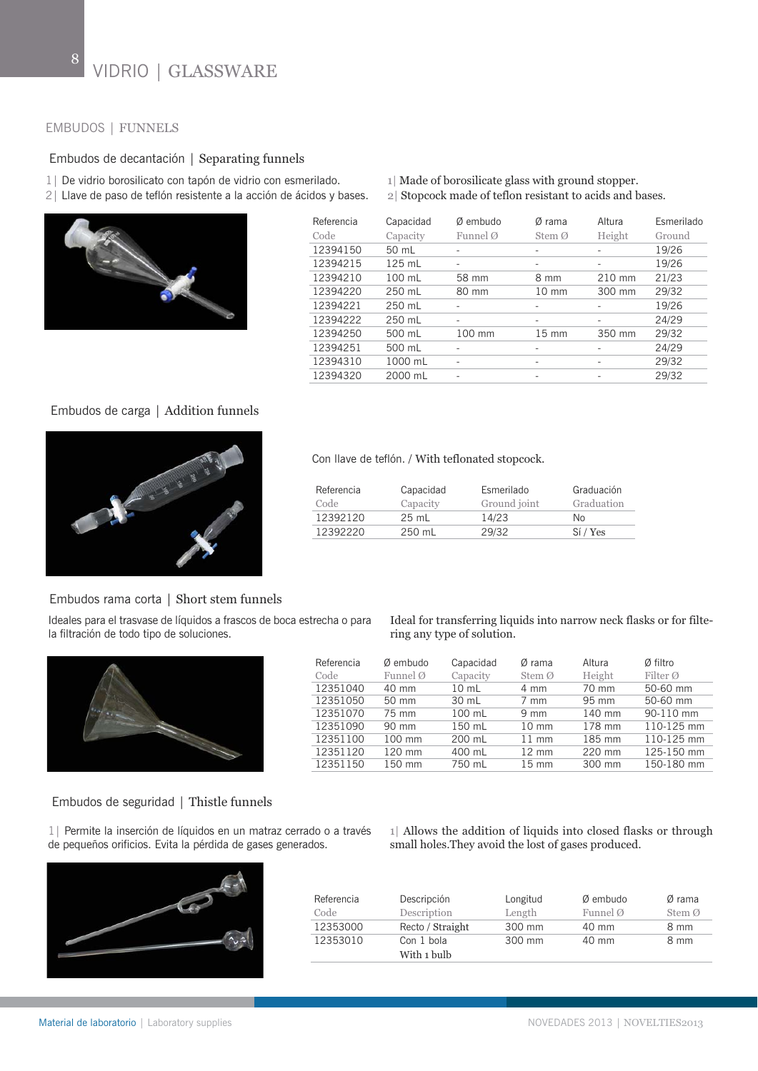# VIDRIO | GLASSWARE

## EMBUDOS | FUNNELS

### Embudos de decantación | Separating funnels

1| De vidrio borosilicato con tapón de vidrio con esmerilado.
2| Llave de paso de teflón resistente a la acción de ácidos y bases.

1| Made of borosilicate glass with ground stopper.
2| Stopcock made of teflon resistant to acids and bases.

| Referencia Code | Capacidad Capacity | Ø embudo Funnel Ø | Ø rama Stem Ø | Altura Height | Esmerilado Ground |
|---|---|---|---|---|---|
| 12394150 | 50 mL | - | - | - | 19/26 |
| 12394215 | 125 mL | - | - | - | 19/26 |
| 12394210 | 100 mL | 58 mm | 8 mm | 210 mm | 21/23 |
| 12394220 | 250 mL | 80 mm | 10 mm | 300 mm | 29/32 |
| 12394221 | 250 mL | - | - | - | 19/26 |
| 12394222 | 250 mL | - | - | - | 24/29 |
| 12394250 | 500 mL | 100 mm | 15 mm | 350 mm | 29/32 |
| 12394251 | 500 mL | - | - | - | 24/29 |
| 12394310 | 1000 mL | - | - | - | 29/32 |
| 12394320 | 2000 mL | - | - | - | 29/32 |

### Embudos de carga | Addition funnels

Con llave de teflón. / With teflonated stopcock.

| Referencia Code | Capacidad Capacity | Esmerilado Ground joint | Graduación Graduation |
|---|---|---|---|
| 12392120 | 25 mL | 14/23 | No |
| 12392220 | 250 mL | 29/32 | Sí / Yes |

### Embudos rama corta | Short stem funnels

Ideales para el trasvase de líquidos a frascos de boca estrecha o para la filtración de todo tipo de soluciones.

Ideal for transferring liquids into narrow neck flasks or for filtering any type of solution.

| Referencia Code | Ø embudo Funnel Ø | Capacidad Capacity | Ø rama Stem Ø | Altura Height | Ø filtro Filter Ø |
|---|---|---|---|---|---|
| 12351040 | 40 mm | 10 mL | 4 mm | 70 mm | 50-60 mm |
| 12351050 | 50 mm | 30 mL | 7 mm | 95 mm | 50-60 mm |
| 12351070 | 75 mm | 100 mL | 9 mm | 140 mm | 90-110 mm |
| 12351090 | 90 mm | 150 mL | 10 mm | 178 mm | 110-125 mm |
| 12351100 | 100 mm | 200 mL | 11 mm | 185 mm | 110-125 mm |
| 12351120 | 120 mm | 400 mL | 12 mm | 220 mm | 125-150 mm |
| 12351150 | 150 mm | 750 mL | 15 mm | 300 mm | 150-180 mm |

### Embudos de seguridad | Thistle funnels

1| Permite la inserción de líquidos en un matraz cerrado o a través de pequeños orificios. Evita la pérdida de gases generados.

1| Allows the addition of liquids into closed flasks or through small holes.They avoid the lost of gases produced.

| Referencia Code | Descripción Description | Longitud Length | Ø embudo Funnel Ø | Ø rama Stem Ø |
|---|---|---|---|---|
| 12353000 | Recto / Straight | 300 mm | 40 mm | 8 mm |
| 12353010 | Con 1 bola With 1 bulb | 300 mm | 40 mm | 8 mm |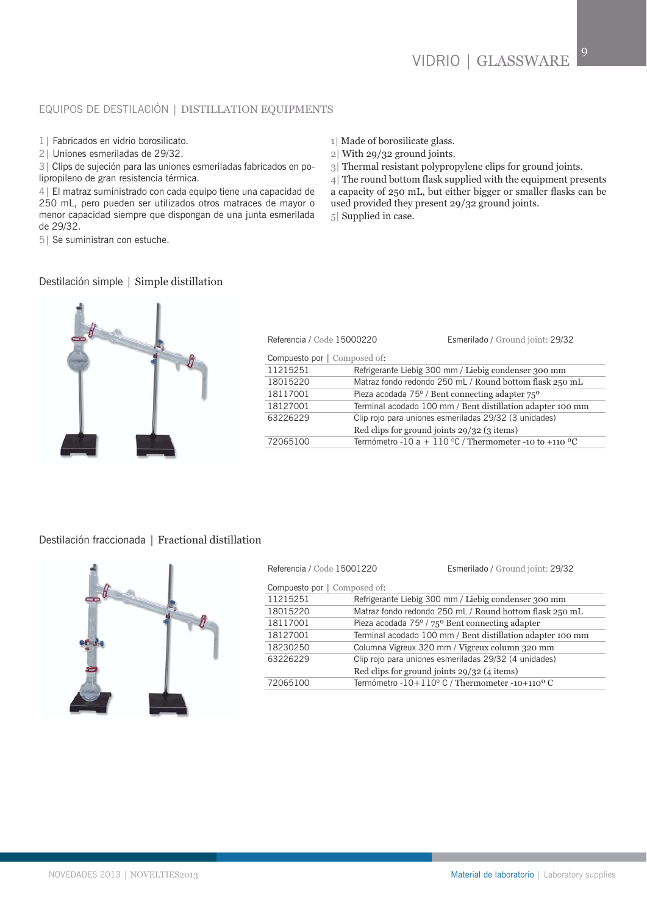## EQUIPOS DE DESTILACIÓN | DISTILLATION EQUIPMENTS

1| Fabricados en vidrio borosilicato.
2| Uniones esmeriladas de 29/32.
3| Clips de sujeción para las uniones esmeriladas fabricados en polipropileno de gran resistencia térmica.
4| El matraz suministrado con cada equipo tiene una capacidad de 250 mL, pero pueden ser utilizados otros matraces de mayor o menor capacidad siempre que dispongan de una junta esmerilada de 29/32.
5| Se suministran con estuche.

1| Made of borosilicate glass.
2| With 29/32 ground joints.
3| Thermal resistant polypropylene clips for ground joints.
4| The round bottom flask supplied with the equipment presents a capacity of 250 mL, but either bigger or smaller flasks can be used provided they present 29/32 ground joints.
5| Supplied in case.

### Destilación simple | Simple distillation

Referencia / Code 15000220 — Esmerilado / Ground joint: 29/32

Compuesto por | Composed of:

| | |
|---|---|
| 11215251 | Refrigerante Liebig 300 mm / Liebig condenser 300 mm |
| 18015220 | Matraz fondo redondo 250 mL / Round bottom flask 250 mL |
| 18117001 | Pieza acodada 75º / Bent connecting adapter 75º |
| 18127001 | Terminal acodado 100 mm / Bent distillation adapter 100 mm |
| 63226229 | Clip rojo para uniones esmeriladas 29/32 (3 unidades) Red clips for ground joints 29/32 (3 items) |
| 72065100 | Termómetro -10 a + 110 ºC / Thermometer -10 to +110 ºC |

### Destilación fraccionada | Fractional distillation

Referencia / Code 15001220 — Esmerilado / Ground joint: 29/32

Compuesto por | Composed of:

| | |
|---|---|
| 11215251 | Refrigerante Liebig 300 mm / Liebig condenser 300 mm |
| 18015220 | Matraz fondo redondo 250 mL / Round bottom flask 250 mL |
| 18117001 | Pieza acodada 75º / 75º Bent connecting adapter |
| 18127001 | Terminal acodado 100 mm / Bent distillation adapter 100 mm |
| 18230250 | Columna Vigreux 320 mm / Vigreux column 320 mm |
| 63226229 | Clip rojo para uniones esmeriladas 29/32 (4 unidades) Red clips for ground joints 29/32 (4 items) |
| 72065100 | Termómetro -10+110º C / Thermometer -10+110º C |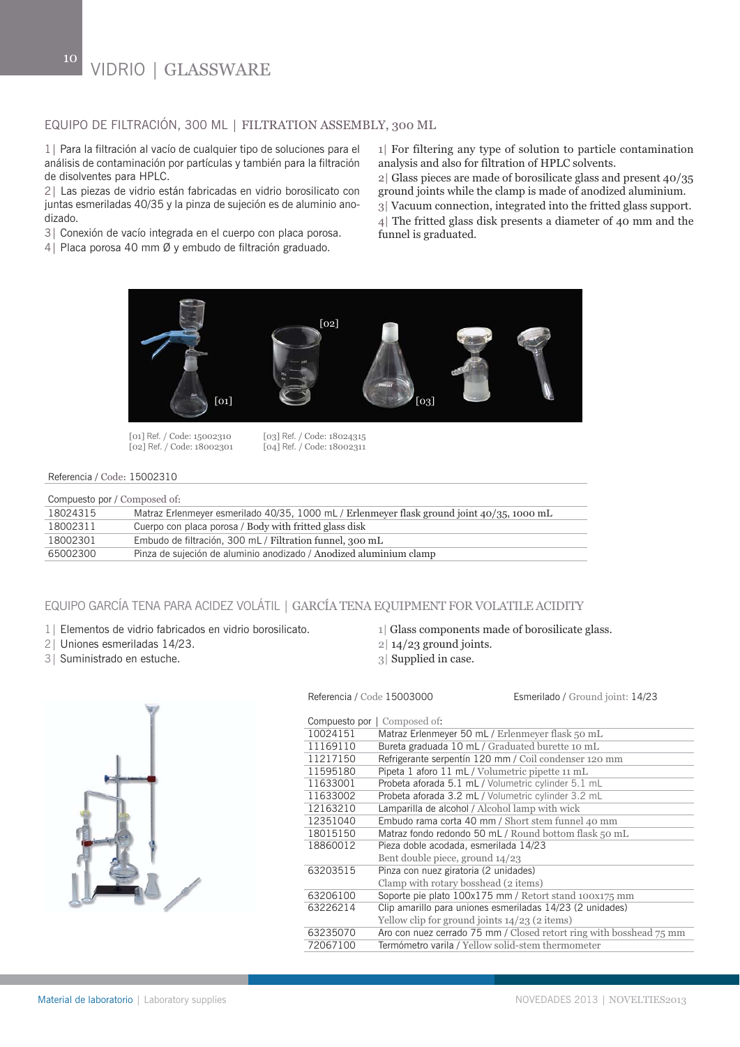# VIDRIO | GLASSWARE

## EQUIPO DE FILTRACIÓN, 300 ML | FILTRATION ASSEMBLY, 300 ML

1| Para la filtración al vacío de cualquier tipo de soluciones para el análisis de contaminación por partículas y también para la filtración de disolventes para HPLC.
2| Las piezas de vidrio están fabricadas en vidrio borosilicato con juntas esmeriladas 40/35 y la pinza de sujeción es de aluminio anodizado.
3| Conexión de vacío integrada en el cuerpo con placa porosa.
4| Placa porosa 40 mm Ø y embudo de filtración graduado.

1| For filtering any type of solution to particle contamination analysis and also for filtration of HPLC solvents.
2| Glass pieces are made of borosilicate glass and present 40/35 ground joints while the clamp is made of anodized aluminium.
3| Vacuum connection, integrated into the fritted glass support.
4| The fritted glass disk presents a diameter of 40 mm and the funnel is graduated.

[01] Ref. / Code: 15002310
[02] Ref. / Code: 18002301
[03] Ref. / Code: 18024315
[04] Ref. / Code: 18002311

Referencia / Code: 15002310

| Compuesto por / Composed of: | |
|---|---|
| 18024315 | Matraz Erlenmeyer esmerilado 40/35, 1000 mL / Erlenmeyer flask ground joint 40/35, 1000 mL |
| 18002311 | Cuerpo con placa porosa / Body with fritted glass disk |
| 18002301 | Embudo de filtración, 300 mL / Filtration funnel, 300 mL |
| 65002300 | Pinza de sujeción de aluminio anodizado / Anodized aluminium clamp |

## EQUIPO GARCÍA TENA PARA ACIDEZ VOLÁTIL | GARCÍA TENA EQUIPMENT FOR VOLATILE ACIDITY

1| Elementos de vidrio fabricados en vidrio borosilicato.
2| Uniones esmeriladas 14/23.
3| Suministrado en estuche.

1| Glass components made of borosilicate glass.
2| 14/23 ground joints.
3| Supplied in case.

Referencia / Code 15003000 — Esmerilado / Ground joint: 14/23

| Compuesto por \| Composed of: | |
|---|---|
| 10024151 | Matraz Erlenmeyer 50 mL / Erlenmeyer flask 50 mL |
| 11169110 | Bureta graduada 10 mL / Graduated burette 10 mL |
| 11217150 | Refrigerante serpentín 120 mm / Coil condenser 120 mm |
| 11595180 | Pipeta 1 aforo 11 mL / Volumetric pipette 11 mL |
| 11633001 | Probeta aforada 5.1 mL / Volumetric cylinder 5.1 mL |
| 11633002 | Probeta aforada 3.2 mL / Volumetric cylinder 3.2 mL |
| 12163210 | Lamparilla de alcohol / Alcohol lamp with wick |
| 12351040 | Embudo rama corta 40 mm / Short stem funnel 40 mm |
| 18015150 | Matraz fondo redondo 50 mL / Round bottom flask 50 mL |
| 18860012 | Pieza doble acodada, esmerilada 14/23 Bent double piece, ground 14/23 |
| 63203515 | Pinza con nuez giratoria (2 unidades) Clamp with rotary bosshead (2 items) |
| 63206100 | Soporte pie plato 100x175 mm / Retort stand 100x175 mm |
| 63226214 | Clip amarillo para uniones esmeriladas 14/23 (2 unidades) Yellow clip for ground joints 14/23 (2 items) |
| 63235070 | Aro con nuez cerrado 75 mm / Closed retort ring with bosshead 75 mm |
| 72067100 | Termómetro varila / Yellow solid-stem thermometer |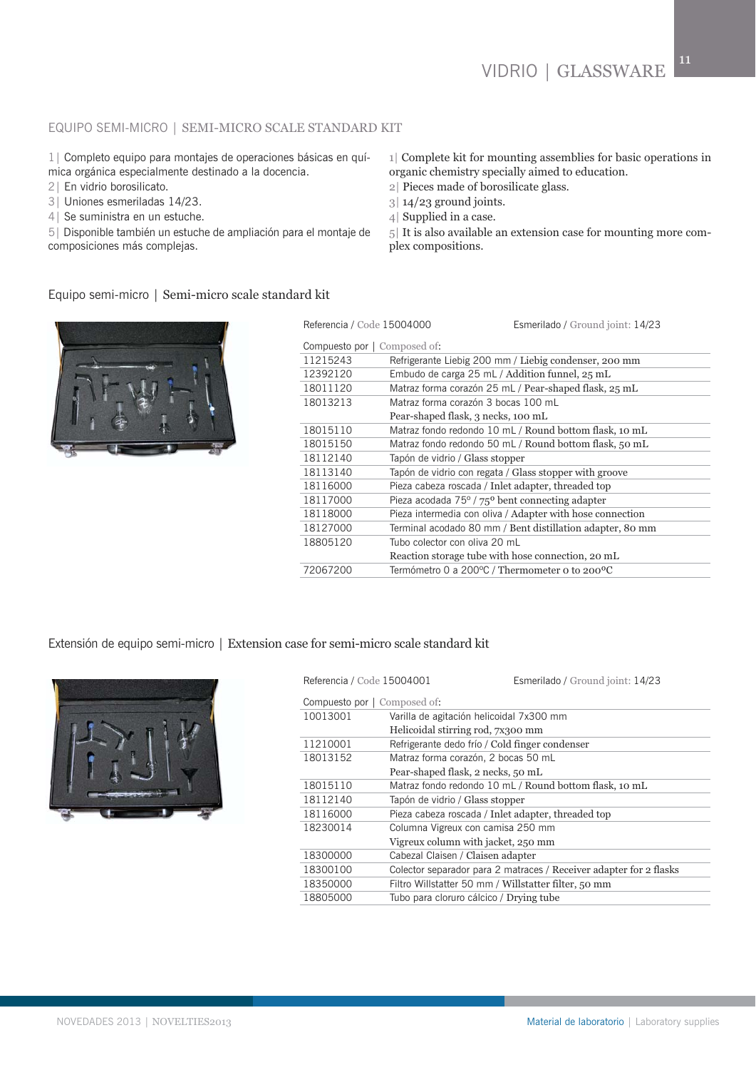# VIDRIO | GLASSWARE

## EQUIPO SEMI-MICRO | SEMI-MICRO SCALE STANDARD KIT

1| Completo equipo para montajes de operaciones básicas en química orgánica especialmente destinado a la docencia.
2| En vidrio borosilicato.
3| Uniones esmeriladas 14/23.
4| Se suministra en un estuche.
5| Disponible también un estuche de ampliación para el montaje de composiciones más complejas.

1| Complete kit for mounting assemblies for basic operations in organic chemistry specially aimed to education.
2| Pieces made of borosilicate glass.
3| 14/23 ground joints.
4| Supplied in a case.
5| It is also available an extension case for mounting more complex compositions.

### Equipo semi-micro | Semi-micro scale standard kit

Referencia / Code 15004000 — Esmerilado / Ground joint: 14/23

| Compuesto por \| Composed of: | |
|---|---|
| 11215243 | Refrigerante Liebig 200 mm / Liebig condenser, 200 mm |
| 12392120 | Embudo de carga 25 mL / Addition funnel, 25 mL |
| 18011120 | Matraz forma corazón 25 mL / Pear-shaped flask, 25 mL |
| 18013213 | Matraz forma corazón 3 bocas 100 mL<br>Pear-shaped flask, 3 necks, 100 mL |
| 18015110 | Matraz fondo redondo 10 mL / Round bottom flask, 10 mL |
| 18015150 | Matraz fondo redondo 50 mL / Round bottom flask, 50 mL |
| 18112140 | Tapón de vidrio / Glass stopper |
| 18113140 | Tapón de vidrio con regata / Glass stopper with groove |
| 18116000 | Pieza cabeza roscada / Inlet adapter, threaded top |
| 18117000 | Pieza acodada 75º / 75º bent connecting adapter |
| 18118000 | Pieza intermedia con oliva / Adapter with hose connection |
| 18127000 | Terminal acodado 80 mm / Bent distillation adapter, 80 mm |
| 18805120 | Tubo colector con oliva 20 mL<br>Reaction storage tube with hose connection, 20 mL |
| 72067200 | Termómetro 0 a 200ºC / Thermometer 0 to 200ºC |

### Extensión de equipo semi-micro | Extension case for semi-micro scale standard kit

Referencia / Code 15004001 — Esmerilado / Ground joint: 14/23

| Compuesto por \| Composed of: | |
|---|---|
| 10013001 | Varilla de agitación helicoidal 7x300 mm<br>Helicoidal stirring rod, 7x300 mm |
| 11210001 | Refrigerante dedo frío / Cold finger condenser |
| 18013152 | Matraz forma corazón, 2 bocas 50 mL<br>Pear-shaped flask, 2 necks, 50 mL |
| 18015110 | Matraz fondo redondo 10 mL / Round bottom flask, 10 mL |
| 18112140 | Tapón de vidrio / Glass stopper |
| 18116000 | Pieza cabeza roscada / Inlet adapter, threaded top |
| 18230014 | Columna Vigreux con camisa 250 mm<br>Vigreux column with jacket, 250 mm |
| 18300000 | Cabezal Claisen / Claisen adapter |
| 18300100 | Colector separador para 2 matraces / Receiver adapter for 2 flasks |
| 18350000 | Filtro Willstatter 50 mm / Willstatter filter, 50 mm |
| 18805000 | Tubo para cloruro cálcico / Drying tube |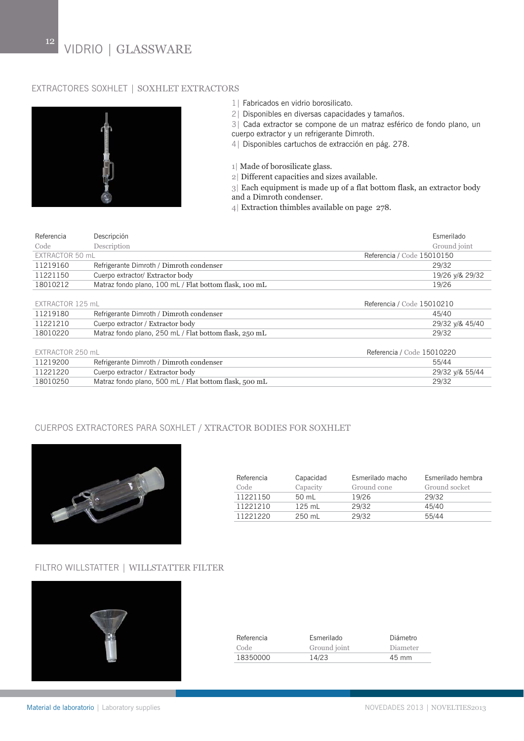# VIDRIO | GLASSWARE

## EXTRACTORES SOXHLET | SOXHLET EXTRACTORS

1| Fabricados en vidrio borosilicato.
2| Disponibles en diversas capacidades y tamaños.
3| Cada extractor se compone de un matraz esférico de fondo plano, un cuerpo extractor y un refrigerante Dimroth.
4| Disponibles cartuchos de extracción en pág. 278.

1| Made of borosilicate glass.
2| Different capacities and sizes available.
3| Each equipment is made up of a flat bottom flask, an extractor body and a Dimroth condenser.
4| Extraction thimbles available on page 278.

| Referencia<br>Code | Descripción<br>Description | Esmerilado<br>Ground joint |
|---|---|---|
| EXTRACTOR 50 mL | Referencia / Code 15010150 | |
| 11219160 | Refrigerante Dimroth / Dimroth condenser | 29/32 |
| 11221150 | Cuerpo extractor/ Extractor body | 19/26 y/& 29/32 |
| 18010212 | Matraz fondo plano, 100 mL / Flat bottom flask, 100 mL | 19/26 |
| EXTRACTOR 125 mL | Referencia / Code 15010210 | |
| 11219180 | Refrigerante Dimroth / Dimroth condenser | 45/40 |
| 11221210 | Cuerpo extractor / Extractor body | 29/32 y/& 45/40 |
| 18010220 | Matraz fondo plano, 250 mL / Flat bottom flask, 250 mL | 29/32 |
| EXTRACTOR 250 mL | Referencia / Code 15010220 | |
| 11219200 | Refrigerante Dimroth / Dimroth condenser | 55/44 |
| 11221220 | Cuerpo extractor / Extractor body | 29/32 y/& 55/44 |
| 18010250 | Matraz fondo plano, 500 mL / Flat bottom flask, 500 mL | 29/32 |

## CUERPOS EXTRACTORES PARA SOXHLET / XTRACTOR BODIES FOR SOXHLET

| Referencia<br>Code | Capacidad<br>Capacity | Esmerilado macho<br>Ground cone | Esmerilado hembra<br>Ground socket |
|---|---|---|---|
| 11221150 | 50 mL | 19/26 | 29/32 |
| 11221210 | 125 mL | 29/32 | 45/40 |
| 11221220 | 250 mL | 29/32 | 55/44 |

## FILTRO WILLSTATTER | WILLSTATTER FILTER

| Referencia<br>Code | Esmerilado<br>Ground joint | Diámetro<br>Diameter |
|---|---|---|
| 18350000 | 14/23 | 45 mm |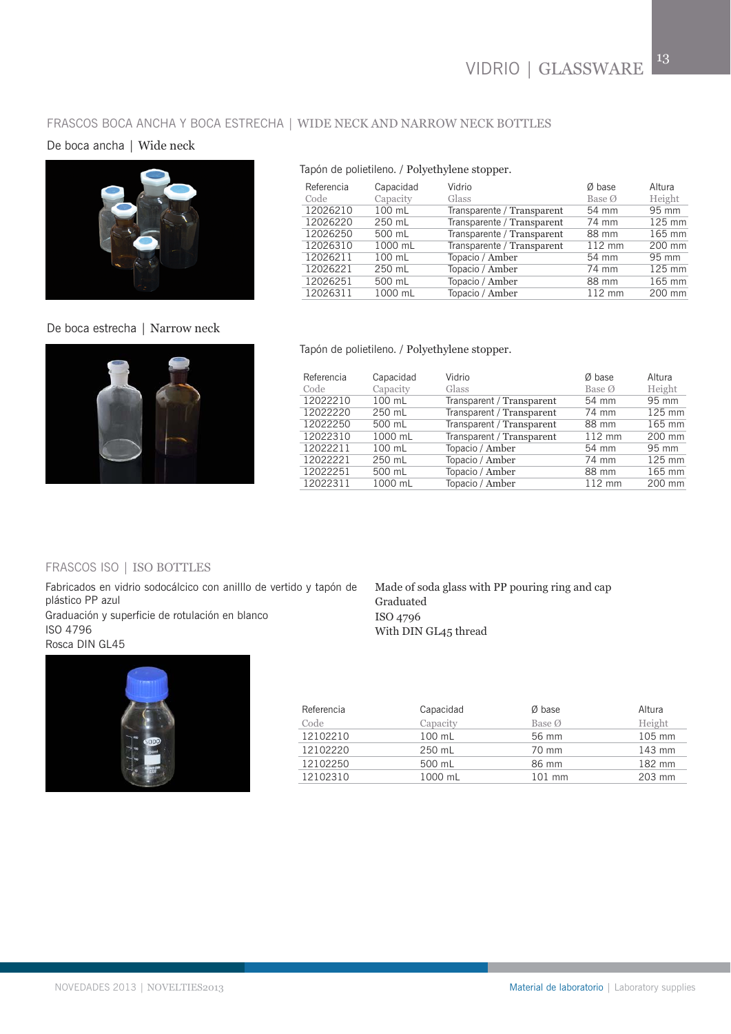# VIDRIO | GLASSWARE

## FRASCOS BOCA ANCHA Y BOCA ESTRECHA | WIDE NECK AND NARROW NECK BOTTLES

### De boca ancha | Wide neck

Tapón de polietileno. / Polyethylene stopper.

| Referencia Code | Capacidad Capacity | Vidrio Glass | Ø base Base Ø | Altura Height |
|---|---|---|---|---|
| 12026210 | 100 mL | Transparente / Transparent | 54 mm | 95 mm |
| 12026220 | 250 mL | Transparente / Transparent | 74 mm | 125 mm |
| 12026250 | 500 mL | Transparente / Transparent | 88 mm | 165 mm |
| 12026310 | 1000 mL | Transparente / Transparent | 112 mm | 200 mm |
| 12026211 | 100 mL | Topacio / Amber | 54 mm | 95 mm |
| 12026221 | 250 mL | Topacio / Amber | 74 mm | 125 mm |
| 12026251 | 500 mL | Topacio / Amber | 88 mm | 165 mm |
| 12026311 | 1000 mL | Topacio / Amber | 112 mm | 200 mm |

### De boca estrecha | Narrow neck

Tapón de polietileno. / Polyethylene stopper.

| Referencia Code | Capacidad Capacity | Vidrio Glass | Ø base Base Ø | Altura Height |
|---|---|---|---|---|
| 12022210 | 100 mL | Transparent / Transparent | 54 mm | 95 mm |
| 12022220 | 250 mL | Transparent / Transparent | 74 mm | 125 mm |
| 12022250 | 500 mL | Transparent / Transparent | 88 mm | 165 mm |
| 12022310 | 1000 mL | Transparent / Transparent | 112 mm | 200 mm |
| 12022211 | 100 mL | Topacio / Amber | 54 mm | 95 mm |
| 12022221 | 250 mL | Topacio / Amber | 74 mm | 125 mm |
| 12022251 | 500 mL | Topacio / Amber | 88 mm | 165 mm |
| 12022311 | 1000 mL | Topacio / Amber | 112 mm | 200 mm |

## FRASCOS ISO | ISO BOTTLES

Fabricados en vidrio sodocálcico con anillo de vertido y tapón de plástico PP azul
Graduación y superficie de rotulación en blanco
ISO 4796
Rosca DIN GL45

Made of soda glass with PP pouring ring and cap
Graduated
ISO 4796
With DIN GL45 thread

| Referencia Code | Capacidad Capacity | Ø base Base Ø | Altura Height |
|---|---|---|---|
| 12102210 | 100 mL | 56 mm | 105 mm |
| 12102220 | 250 mL | 70 mm | 143 mm |
| 12102250 | 500 mL | 86 mm | 182 mm |
| 12102310 | 1000 mL | 101 mm | 203 mm |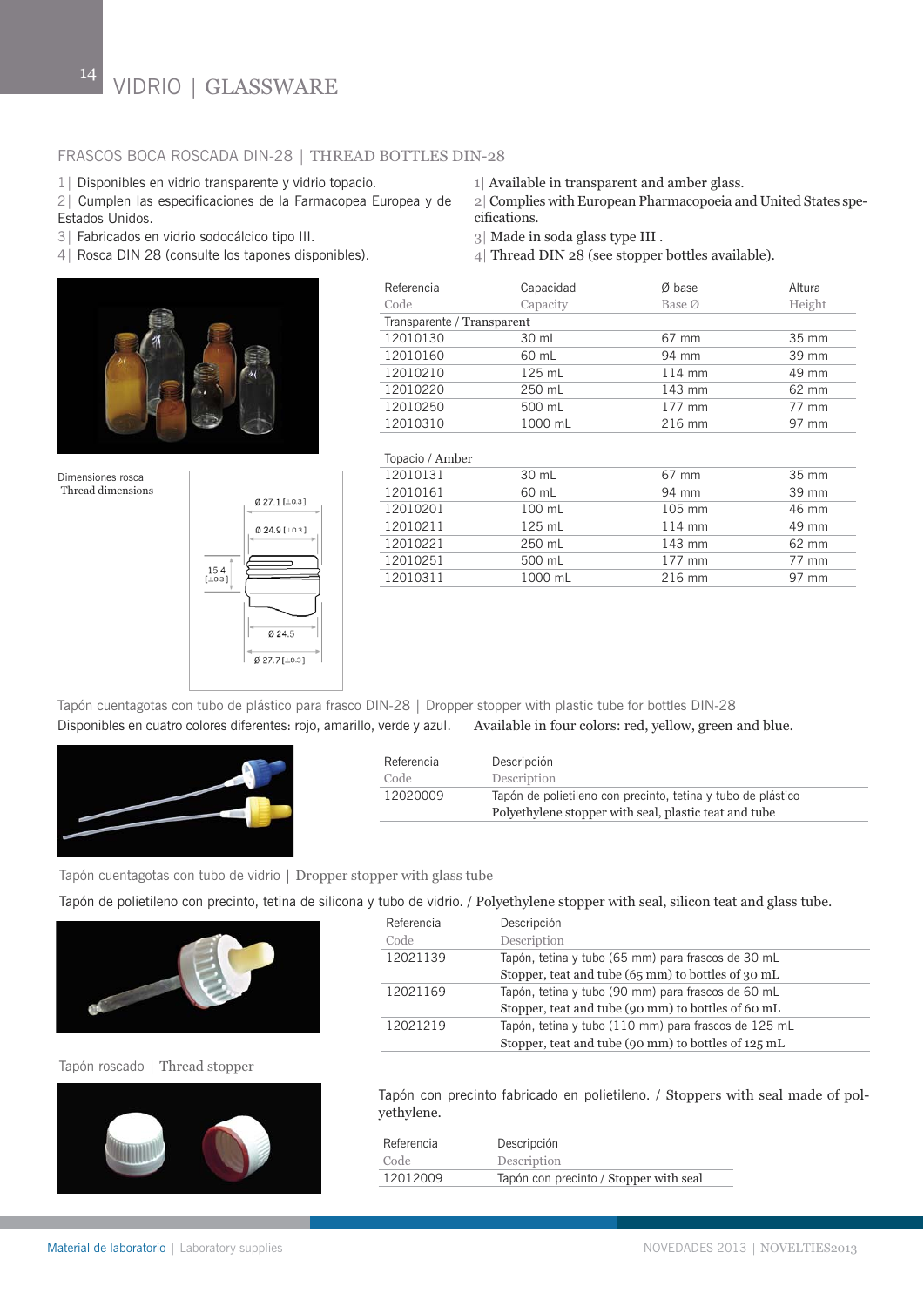# VIDRIO | GLASSWARE

## FRASCOS BOCA ROSCADA DIN-28 | THREAD BOTTLES DIN-28

1| Disponibles en vidrio transparente y vidrio topacio.
2| Cumplen las especificaciones de la Farmacopea Europea y de Estados Unidos.
3| Fabricados en vidrio sodocálcico tipo III.
4| Rosca DIN 28 (consulte los tapones disponibles).

1| Available in transparent and amber glass.
2| Complies with European Pharmacopoeia and United States specifications.
3| Made in soda glass type III .
4| Thread DIN 28 (see stopper bottles available).

Dimensiones rosca
Thread dimensions

Ø 27.1 [±0.3]
Ø 24.9 [±0.3]
15.4 [±0.3]
Ø 24.5
Ø 27.7 [±0.3]

| Referencia<br>Code | Capacidad<br>Capacity | Ø base<br>Base Ø | Altura<br>Height |
|---|---|---|---|
| Transparente / Transparent | | | |
| 12010130 | 30 mL | 67 mm | 35 mm |
| 12010160 | 60 mL | 94 mm | 39 mm |
| 12010210 | 125 mL | 114 mm | 49 mm |
| 12010220 | 250 mL | 143 mm | 62 mm |
| 12010250 | 500 mL | 177 mm | 77 mm |
| 12010310 | 1000 mL | 216 mm | 97 mm |
| Topacio / Amber | | | |
| 12010131 | 30 mL | 67 mm | 35 mm |
| 12010161 | 60 mL | 94 mm | 39 mm |
| 12010201 | 100 mL | 105 mm | 46 mm |
| 12010211 | 125 mL | 114 mm | 49 mm |
| 12010221 | 250 mL | 143 mm | 62 mm |
| 12010251 | 500 mL | 177 mm | 77 mm |
| 12010311 | 1000 mL | 216 mm | 97 mm |

## Tapón cuentagotas con tubo de plástico para frasco DIN-28 | Dropper stopper with plastic tube for bottles DIN-28

Disponibles en cuatro colores diferentes: rojo, amarillo, verde y azul. Available in four colors: red, yellow, green and blue.

| Referencia<br>Code | Descripción<br>Description |
|---|---|
| 12020009 | Tapón de polietileno con precinto, tetina y tubo de plástico<br>Polyethylene stopper with seal, plastic teat and tube |

## Tapón cuentagotas con tubo de vidrio | Dropper stopper with glass tube

Tapón de polietileno con precinto, tetina de silicona y tubo de vidrio. / Polyethylene stopper with seal, silicon teat and glass tube.

| Referencia<br>Code | Descripción<br>Description |
|---|---|
| 12021139 | Tapón, tetina y tubo (65 mm) para frascos de 30 mL<br>Stopper, teat and tube (65 mm) to bottles of 30 mL |
| 12021169 | Tapón, tetina y tubo (90 mm) para frascos de 60 mL<br>Stopper, teat and tube (90 mm) to bottles of 60 mL |
| 12021219 | Tapón, tetina y tubo (110 mm) para frascos de 125 mL<br>Stopper, teat and tube (90 mm) to bottles of 125 mL |

## Tapón roscado | Thread stopper

Tapón con precinto fabricado en polietileno. / Stoppers with seal made of polyethylene.

| Referencia<br>Code | Descripción<br>Description |
|---|---|
| 12012009 | Tapón con precinto / Stopper with seal |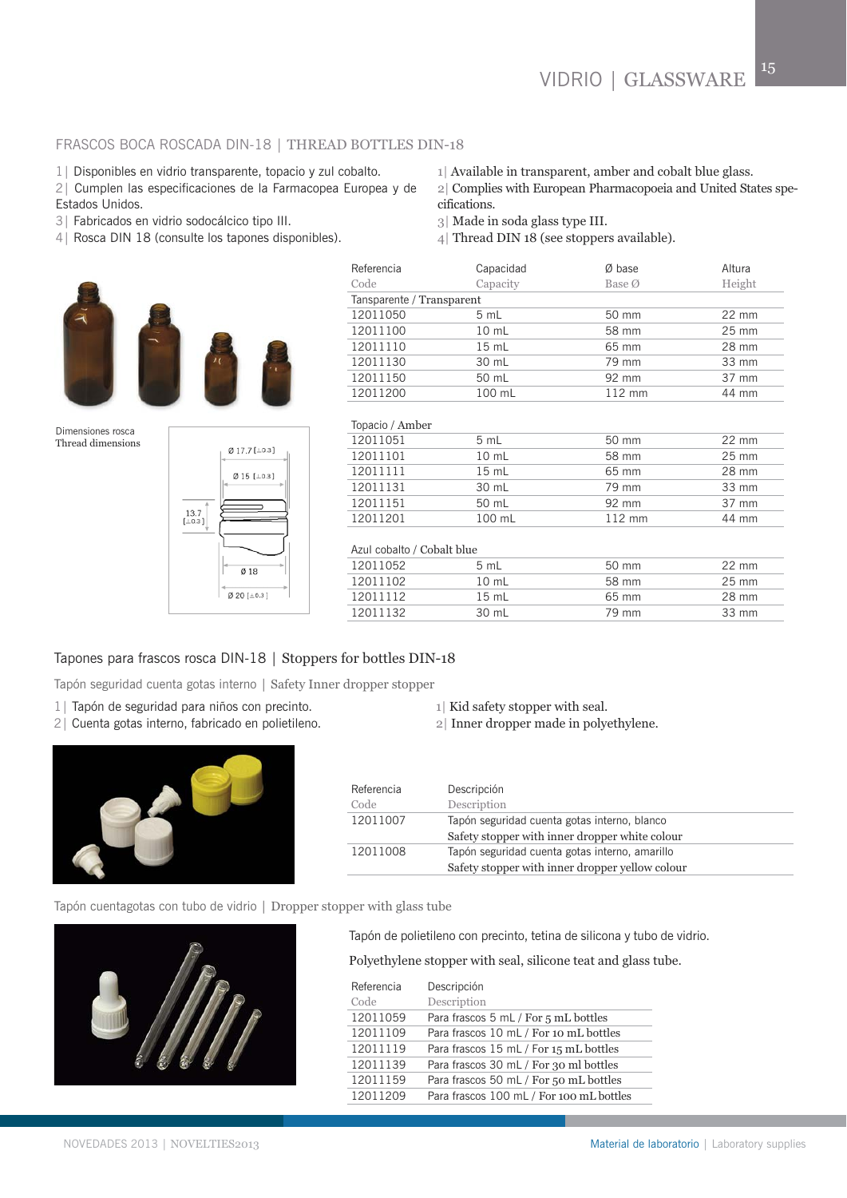## FRASCOS BOCA ROSCADA DIN-18 | THREAD BOTTLES DIN-18

1| Disponibles en vidrio transparente, topacio y zul cobalto.
2| Cumplen las especificaciones de la Farmacopea Europea y de Estados Unidos.
3| Fabricados en vidrio sodocálcico tipo III.
4| Rosca DIN 18 (consulte los tapones disponibles).

1| Available in transparent, amber and cobalt blue glass.
2| Complies with European Pharmacopoeia and United States specifications.
3| Made in soda glass type III.
4| Thread DIN 18 (see stoppers available).

Dimensiones rosca
Thread dimensions

Ø 17.7 [±0.3]
Ø 15 [±0.3]
13.7 [±0.3]
Ø 18
Ø 20 [±0.3]

| Referencia / Code | Capacidad / Capacity | Ø base / Base Ø | Altura / Height |
|---|---|---|---|
| **Tansparente / Transparent** | | | |
| 12011050 | 5 mL | 50 mm | 22 mm |
| 12011100 | 10 mL | 58 mm | 25 mm |
| 12011110 | 15 mL | 65 mm | 28 mm |
| 12011130 | 30 mL | 79 mm | 33 mm |
| 12011150 | 50 mL | 92 mm | 37 mm |
| 12011200 | 100 mL | 112 mm | 44 mm |
| **Topacio / Amber** | | | |
| 12011051 | 5 mL | 50 mm | 22 mm |
| 12011101 | 10 mL | 58 mm | 25 mm |
| 12011111 | 15 mL | 65 mm | 28 mm |
| 12011131 | 30 mL | 79 mm | 33 mm |
| 12011151 | 50 mL | 92 mm | 37 mm |
| 12011201 | 100 mL | 112 mm | 44 mm |
| **Azul cobalto / Cobalt blue** | | | |
| 12011052 | 5 mL | 50 mm | 22 mm |
| 12011102 | 10 mL | 58 mm | 25 mm |
| 12011112 | 15 mL | 65 mm | 28 mm |
| 12011132 | 30 mL | 79 mm | 33 mm |

## Tapones para frascos rosca DIN-18 | Stoppers for bottles DIN-18

### Tapón seguridad cuenta gotas interno | Safety Inner dropper stopper

1| Tapón de seguridad para niños con precinto.
2| Cuenta gotas interno, fabricado en polietileno.

1| Kid safety stopper with seal.
2| Inner dropper made in polyethylene.

| Referencia / Code | Descripción / Description |
|---|---|
| 12011007 | Tapón seguridad cuenta gotas interno, blanco<br>Safety stopper with inner dropper white colour |
| 12011008 | Tapón seguridad cuenta gotas interno, amarillo<br>Safety stopper with inner dropper yellow colour |

### Tapón cuentagotas con tubo de vidrio | Dropper stopper with glass tube

Tapón de polietileno con precinto, tetina de silicona y tubo de vidrio.

Polyethylene stopper with seal, silicone teat and glass tube.

| Referencia / Code | Descripción / Description |
|---|---|
| 12011059 | Para frascos 5 mL / For 5 mL bottles |
| 12011109 | Para frascos 10 mL / For 10 mL bottles |
| 12011119 | Para frascos 15 mL / For 15 mL bottles |
| 12011139 | Para frascos 30 mL / For 30 ml bottles |
| 12011159 | Para frascos 50 mL / For 50 mL bottles |
| 12011209 | Para frascos 100 mL / For 100 mL bottles |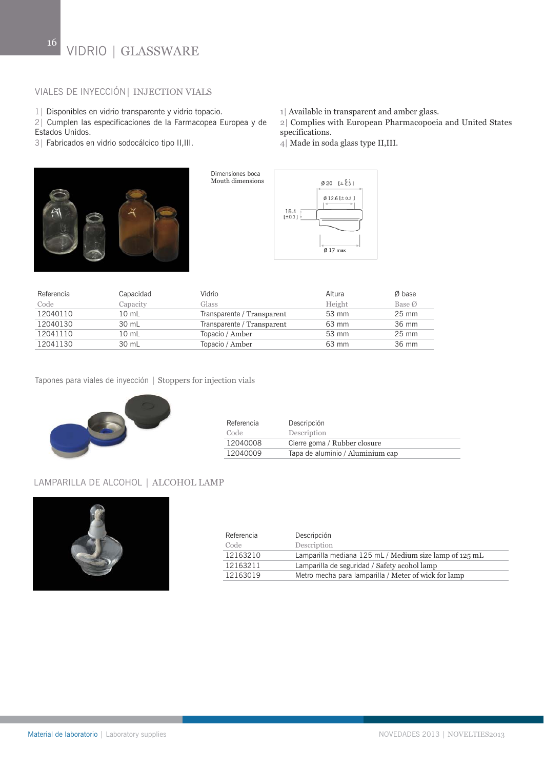# VIDRIO | GLASSWARE

## VIALES DE INYECCIÓN | INJECTION VIALS

1| Disponibles en vidrio transparente y vidrio topacio.
2| Cumplen las especificaciones de la Farmacopea Europea y de Estados Unidos.
3| Fabricados en vidrio sodocálcico tipo II,III.

1| Available in transparent and amber glass.
2| Complies with European Pharmacopoeia and United States specifications.
4| Made in soda glass type II,III.

Dimensiones boca
Mouth dimensions

Ø 20 [± 0.1 / 0.3]
Ø 12.6 [± 0.2]
15.4 [± 0.3]
Ø 17 max

| Referencia<br>Code | Capacidad<br>Capacity | Vidrio<br>Glass | Altura<br>Height | Ø base<br>Base Ø |
|---|---|---|---|---|
| 12040110 | 10 mL | Transparente / Transparent | 53 mm | 25 mm |
| 12040130 | 30 mL | Transparente / Transparent | 63 mm | 36 mm |
| 12041110 | 10 mL | Topacio / Amber | 53 mm | 25 mm |
| 12041130 | 30 mL | Topacio / Amber | 63 mm | 36 mm |

### Tapones para viales de inyección | Stoppers for injection vials

| Referencia<br>Code | Descripción<br>Description |
|---|---|
| 12040008 | Cierre goma / Rubber closure |
| 12040009 | Tapa de aluminio / Aluminium cap |

## LAMPARILLA DE ALCOHOL | ALCOHOL LAMP

| Referencia<br>Code | Descripción<br>Description |
|---|---|
| 12163210 | Lamparilla mediana 125 mL / Medium size lamp of 125 mL |
| 12163211 | Lamparilla de seguridad / Safety acohol lamp |
| 12163019 | Metro mecha para lamparilla / Meter of wick for lamp |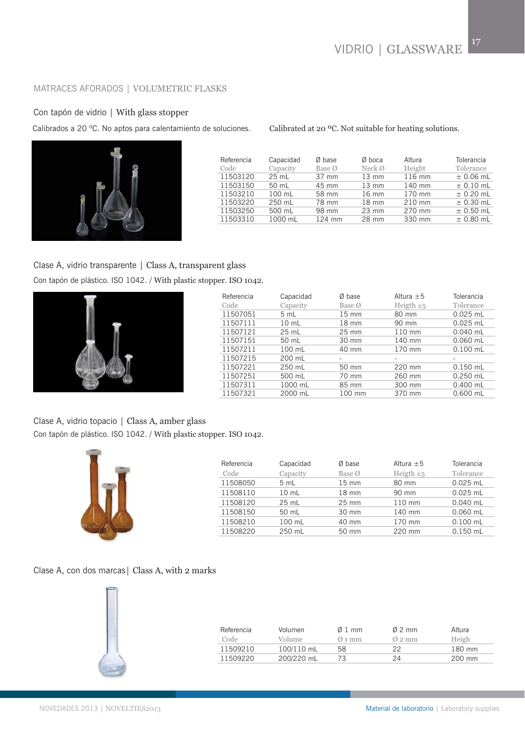# VIDRIO | GLASSWARE

## MATRACES AFORADOS | VOLUMETRIC FLASKS

### Con tapón de vidrio | With glass stopper

Calibrados a 20 ºC. No aptos para calentamiento de soluciones. Calibrated at 20 ºC. Not suitable for heating solutions.

| Referencia Code | Capacidad Capacity | Ø base Base Ø | Ø boca Neck Ø | Altura Height | Tolerancia Tolerance |
|---|---|---|---|---|---|
| 11503120 | 25 mL | 37 mm | 13 mm | 116 mm | ± 0.06 mL |
| 11503150 | 50 mL | 45 mm | 13 mm | 140 mm | ± 0.10 mL |
| 11503210 | 100 mL | 58 mm | 16 mm | 170 mm | ± 0.20 mL |
| 11503220 | 250 mL | 78 mm | 18 mm | 210 mm | ± 0.30 mL |
| 11503250 | 500 mL | 98 mm | 23 mm | 270 mm | ± 0.50 mL |
| 11503310 | 1000 mL | 124 mm | 28 mm | 330 mm | ± 0.80 mL |

### Clase A, vidrio transparente | Class A, transparent glass

Con tapón de plástico. ISO 1042. / With plastic stopper. ISO 1042.

| Referencia Code | Capacidad Capacity | Ø base Base Ø | Altura ±5 Heigth ±5 | Tolerancia Tolerance |
|---|---|---|---|---|
| 11507051 | 5 mL | 15 mm | 80 mm | 0.025 mL |
| 11507111 | 10 mL | 18 mm | 90 mm | 0.025 mL |
| 11507121 | 25 mL | 25 mm | 110 mm | 0.040 mL |
| 11507151 | 50 mL | 30 mm | 140 mm | 0.060 mL |
| 11507211 | 100 mL | 40 mm | 170 mm | 0.100 mL |
| 11507215 | 200 mL | - | - | - |
| 11507221 | 250 mL | 50 mm | 220 mm | 0.150 mL |
| 11507251 | 500 mL | 70 mm | 260 mm | 0.250 mL |
| 11507311 | 1000 mL | 85 mm | 300 mm | 0.400 mL |
| 11507321 | 2000 mL | 100 mm | 370 mm | 0.600 mL |

### Clase A, vidrio topacio | Class A, amber glass

Con tapón de plástico. ISO 1042. / With plastic stopper. ISO 1042.

| Referencia Code | Capacidad Capacity | Ø base Base Ø | Altura ±5 Heigth ±5 | Tolerancia Tolerance |
|---|---|---|---|---|
| 11508050 | 5 mL | 15 mm | 80 mm | 0.025 mL |
| 11508110 | 10 mL | 18 mm | 90 mm | 0.025 mL |
| 11508120 | 25 mL | 25 mm | 110 mm | 0.040 mL |
| 11508150 | 50 mL | 30 mm | 140 mm | 0.060 mL |
| 11508210 | 100 mL | 40 mm | 170 mm | 0.100 mL |
| 11508220 | 250 mL | 50 mm | 220 mm | 0.150 mL |

### Clase A, con dos marcas| Class A, with 2 marks

| Referencia Code | Volumen Volume | Ø 1 mm Ø 1 mm | Ø 2 mm Ø 2 mm | Altura Heigh |
|---|---|---|---|---|
| 11509210 | 100/110 mL | 58 | 22 | 180 mm |
| 11509220 | 200/220 mL | 73 | 24 | 200 mm |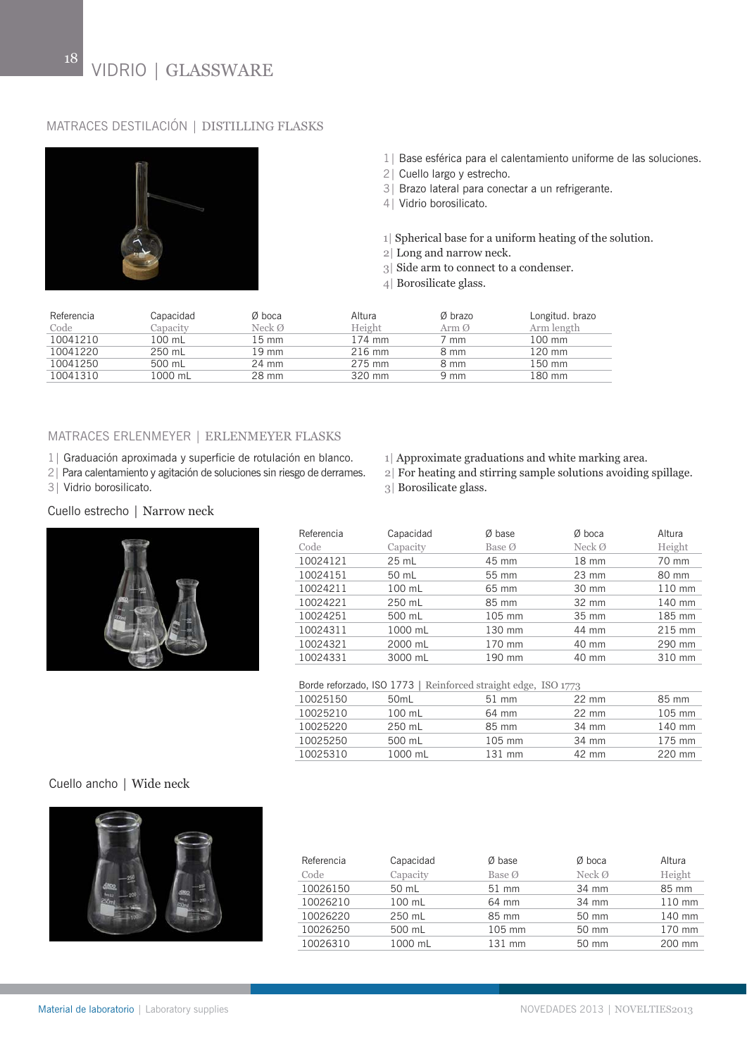# VIDRIO | GLASSWARE

## MATRACES DESTILACIÓN | DISTILLING FLASKS

1| Base esférica para el calentamiento uniforme de las soluciones.
2| Cuello largo y estrecho.
3| Brazo lateral para conectar a un refrigerante.
4| Vidrio borosilicato.

1| Spherical base for a uniform heating of the solution.
2| Long and narrow neck.
3| Side arm to connect to a condenser.
4| Borosilicate glass.

| Referencia Code | Capacidad Capacity | Ø boca Neck Ø | Altura Height | Ø brazo Arm Ø | Longitud. brazo Arm length |
|---|---|---|---|---|---|
| 10041210 | 100 mL | 15 mm | 174 mm | 7 mm | 100 mm |
| 10041220 | 250 mL | 19 mm | 216 mm | 8 mm | 120 mm |
| 10041250 | 500 mL | 24 mm | 275 mm | 8 mm | 150 mm |
| 10041310 | 1000 mL | 28 mm | 320 mm | 9 mm | 180 mm |

## MATRACES ERLENMEYER | ERLENMEYER FLASKS

1| Graduación aproximada y superficie de rotulación en blanco.
2| Para calentamiento y agitación de soluciones sin riesgo de derrames.
3| Vidrio borosilicato.

1| Approximate graduations and white marking area.
2| For heating and stirring sample solutions avoiding spillage.
3| Borosilicate glass.

### Cuello estrecho | Narrow neck

| Referencia Code | Capacidad Capacity | Ø base Base Ø | Ø boca Neck Ø | Altura Height |
|---|---|---|---|---|
| 10024121 | 25 mL | 45 mm | 18 mm | 70 mm |
| 10024151 | 50 mL | 55 mm | 23 mm | 80 mm |
| 10024211 | 100 mL | 65 mm | 30 mm | 110 mm |
| 10024221 | 250 mL | 85 mm | 32 mm | 140 mm |
| 10024251 | 500 mL | 105 mm | 35 mm | 185 mm |
| 10024311 | 1000 mL | 130 mm | 44 mm | 215 mm |
| 10024321 | 2000 mL | 170 mm | 40 mm | 290 mm |
| 10024331 | 3000 mL | 190 mm | 40 mm | 310 mm |
| **Borde reforzado, ISO 1773 \| Reinforced straight edge, ISO 1773** | | | | |
| 10025150 | 50mL | 51 mm | 22 mm | 85 mm |
| 10025210 | 100 mL | 64 mm | 22 mm | 105 mm |
| 10025220 | 250 mL | 85 mm | 34 mm | 140 mm |
| 10025250 | 500 mL | 105 mm | 34 mm | 175 mm |
| 10025310 | 1000 mL | 131 mm | 42 mm | 220 mm |

### Cuello ancho | Wide neck

| Referencia Code | Capacidad Capacity | Ø base Base Ø | Ø boca Neck Ø | Altura Height |
|---|---|---|---|---|
| 10026150 | 50 mL | 51 mm | 34 mm | 85 mm |
| 10026210 | 100 mL | 64 mm | 34 mm | 110 mm |
| 10026220 | 250 mL | 85 mm | 50 mm | 140 mm |
| 10026250 | 500 mL | 105 mm | 50 mm | 170 mm |
| 10026310 | 1000 mL | 131 mm | 50 mm | 200 mm |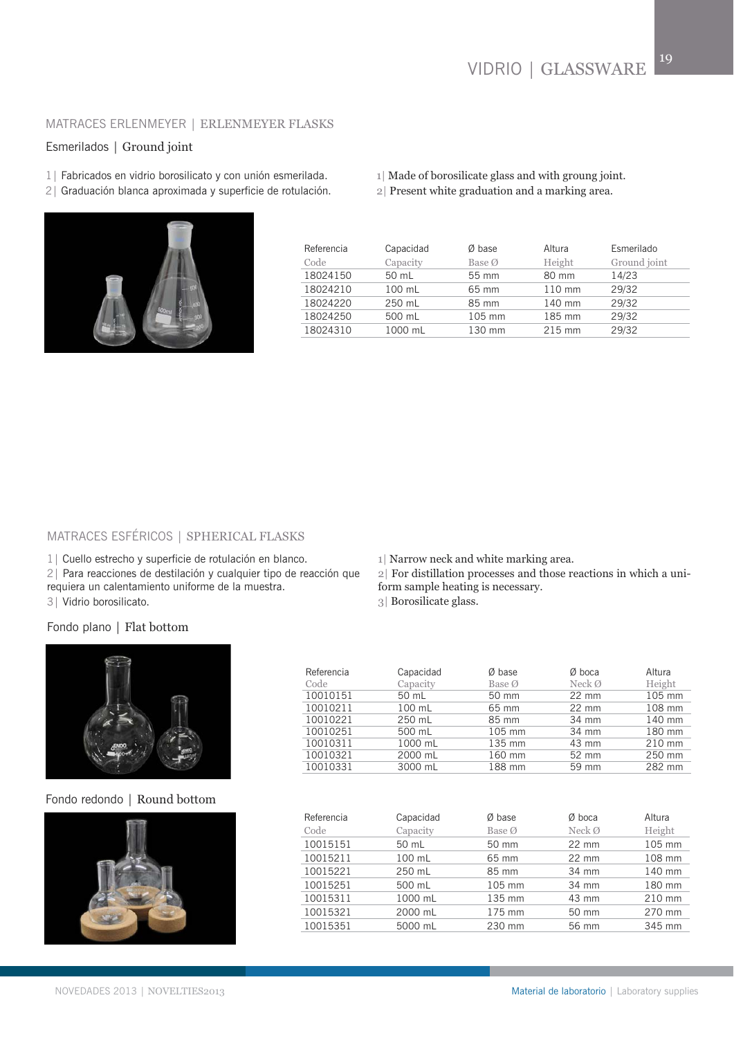# VIDRIO | GLASSWARE

## MATRACES ERLENMEYER | ERLENMEYER FLASKS

### Esmerilados | Ground joint

1| Fabricados en vidrio borosilicato y con unión esmerilada.
2| Graduación blanca aproximada y superficie de rotulación.

1| Made of borosilicate glass and with groung joint.
2| Present white graduation and a marking area.

| Referencia Code | Capacidad Capacity | Ø base Base Ø | Altura Height | Esmerilado Ground joint |
|---|---|---|---|---|
| 18024150 | 50 mL | 55 mm | 80 mm | 14/23 |
| 18024210 | 100 mL | 65 mm | 110 mm | 29/32 |
| 18024220 | 250 mL | 85 mm | 140 mm | 29/32 |
| 18024250 | 500 mL | 105 mm | 185 mm | 29/32 |
| 18024310 | 1000 mL | 130 mm | 215 mm | 29/32 |

## MATRACES ESFÉRICOS | SPHERICAL FLASKS

1| Cuello estrecho y superficie de rotulación en blanco.
2| Para reacciones de destilación y cualquier tipo de reacción que requiera un calentamiento uniforme de la muestra.
3| Vidrio borosilicato.

1| Narrow neck and white marking area.
2| For distillation processes and those reactions in which a uniform sample heating is necessary.
3| Borosilicate glass.

### Fondo plano | Flat bottom

| Referencia Code | Capacidad Capacity | Ø base Base Ø | Ø boca Neck Ø | Altura Height |
|---|---|---|---|---|
| 10010151 | 50 mL | 50 mm | 22 mm | 105 mm |
| 10010211 | 100 mL | 65 mm | 22 mm | 108 mm |
| 10010221 | 250 mL | 85 mm | 34 mm | 140 mm |
| 10010251 | 500 mL | 105 mm | 34 mm | 180 mm |
| 10010311 | 1000 mL | 135 mm | 43 mm | 210 mm |
| 10010321 | 2000 mL | 160 mm | 52 mm | 250 mm |
| 10010331 | 3000 mL | 188 mm | 59 mm | 282 mm |

### Fondo redondo | Round bottom

| Referencia Code | Capacidad Capacity | Ø base Base Ø | Ø boca Neck Ø | Altura Height |
|---|---|---|---|---|
| 10015151 | 50 mL | 50 mm | 22 mm | 105 mm |
| 10015211 | 100 mL | 65 mm | 22 mm | 108 mm |
| 10015221 | 250 mL | 85 mm | 34 mm | 140 mm |
| 10015251 | 500 mL | 105 mm | 34 mm | 180 mm |
| 10015311 | 1000 mL | 135 mm | 43 mm | 210 mm |
| 10015321 | 2000 mL | 175 mm | 50 mm | 270 mm |
| 10015351 | 5000 mL | 230 mm | 56 mm | 345 mm |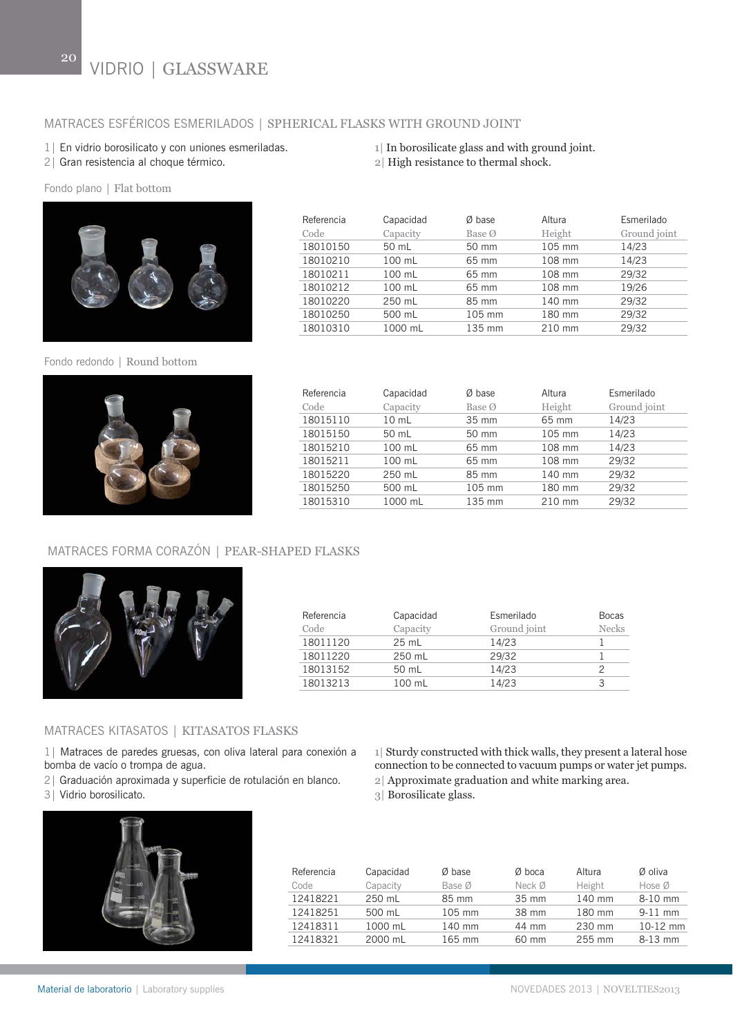## VIDRIO | GLASSWARE

### MATRACES ESFÉRICOS ESMERILADOS | SPHERICAL FLASKS WITH GROUND JOINT

1| En vidrio borosilicato y con uniones esmeriladas.
2| Gran resistencia al choque térmico.

1| In borosilicate glass and with ground joint.
2| High resistance to thermal shock.

Fondo plano | Flat bottom

| Referencia Code | Capacidad Capacity | Ø base Base Ø | Altura Height | Esmerilado Ground joint |
|---|---|---|---|---|
| 18010150 | 50 mL | 50 mm | 105 mm | 14/23 |
| 18010210 | 100 mL | 65 mm | 108 mm | 14/23 |
| 18010211 | 100 mL | 65 mm | 108 mm | 29/32 |
| 18010212 | 100 mL | 65 mm | 108 mm | 19/26 |
| 18010220 | 250 mL | 85 mm | 140 mm | 29/32 |
| 18010250 | 500 mL | 105 mm | 180 mm | 29/32 |
| 18010310 | 1000 mL | 135 mm | 210 mm | 29/32 |

Fondo redondo | Round bottom

| Referencia Code | Capacidad Capacity | Ø base Base Ø | Altura Height | Esmerilado Ground joint |
|---|---|---|---|---|
| 18015110 | 10 mL | 35 mm | 65 mm | 14/23 |
| 18015150 | 50 mL | 50 mm | 105 mm | 14/23 |
| 18015210 | 100 mL | 65 mm | 108 mm | 14/23 |
| 18015211 | 100 mL | 65 mm | 108 mm | 29/32 |
| 18015220 | 250 mL | 85 mm | 140 mm | 29/32 |
| 18015250 | 500 mL | 105 mm | 180 mm | 29/32 |
| 18015310 | 1000 mL | 135 mm | 210 mm | 29/32 |

### MATRACES FORMA CORAZÓN | PEAR-SHAPED FLASKS

| Referencia Code | Capacidad Capacity | Esmerilado Ground joint | Bocas Necks |
|---|---|---|---|
| 18011120 | 25 mL | 14/23 | 1 |
| 18011220 | 250 mL | 29/32 | 1 |
| 18013152 | 50 mL | 14/23 | 2 |
| 18013213 | 100 mL | 14/23 | 3 |

### MATRACES KITASATOS | KITASATOS FLASKS

1| Matraces de paredes gruesas, con oliva lateral para conexión a bomba de vacío o trompa de agua.
2| Graduación aproximada y superficie de rotulación en blanco.
3| Vidrio borosilicato.

1| Sturdy constructed with thick walls, they present a lateral hose connection to be connected to vacuum pumps or water jet pumps.
2| Approximate graduation and white marking area.
3| Borosilicate glass.

| Referencia Code | Capacidad Capacity | Ø base Base Ø | Ø boca Neck Ø | Altura Height | Ø oliva Hose Ø |
|---|---|---|---|---|---|
| 12418221 | 250 mL | 85 mm | 35 mm | 140 mm | 8-10 mm |
| 12418251 | 500 mL | 105 mm | 38 mm | 180 mm | 9-11 mm |
| 12418311 | 1000 mL | 140 mm | 44 mm | 230 mm | 10-12 mm |
| 12418321 | 2000 mL | 165 mm | 60 mm | 255 mm | 8-13 mm |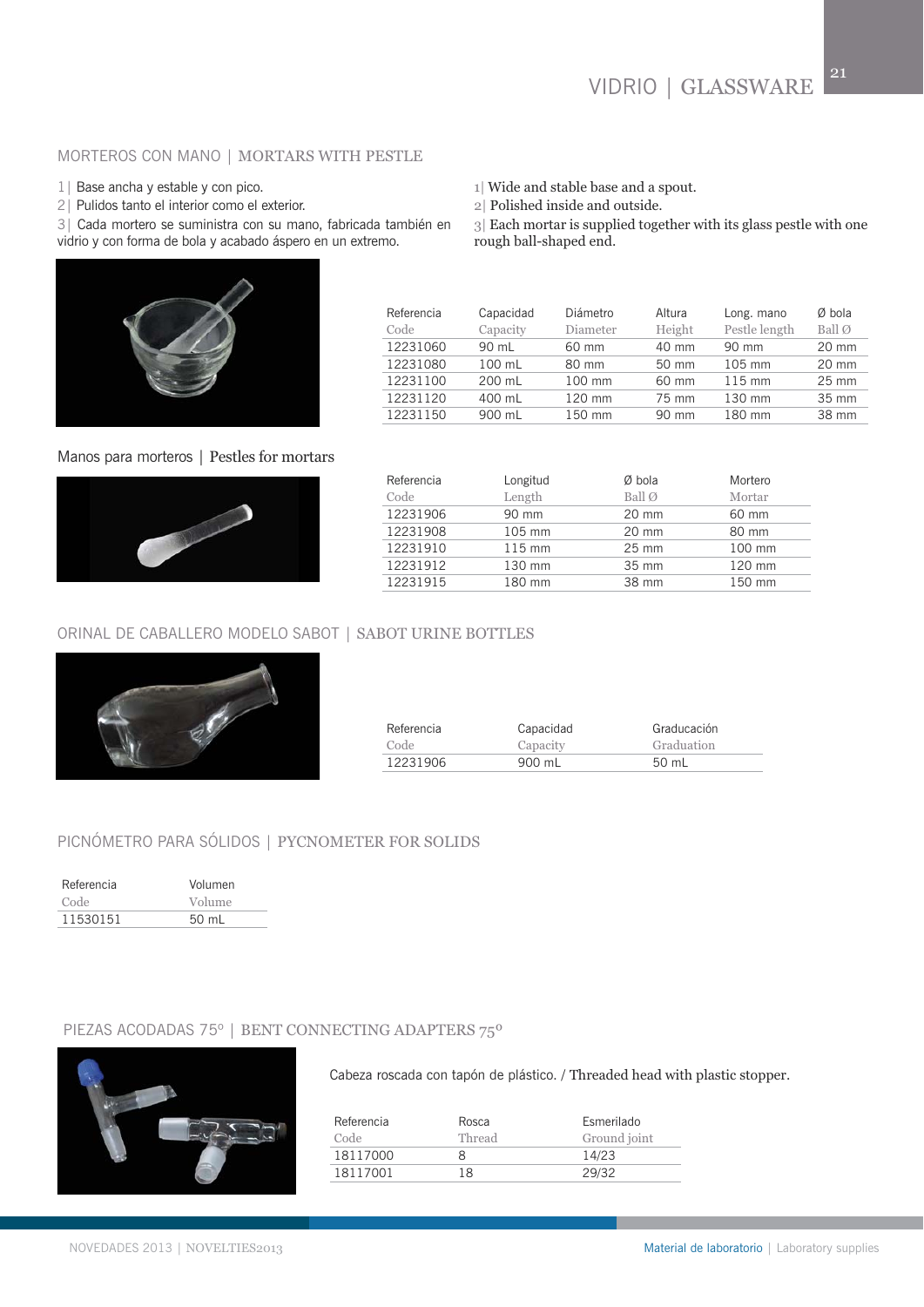## MORTEROS CON MANO | MORTARS WITH PESTLE

1| Base ancha y estable y con pico.
2| Pulidos tanto el interior como el exterior.
3| Cada mortero se suministra con su mano, fabricada también en vidrio y con forma de bola y acabado áspero en un extremo.

1| Wide and stable base and a spout.
2| Polished inside and outside.
3| Each mortar is supplied together with its glass pestle with one rough ball-shaped end.

| Referencia<br>Code | Capacidad<br>Capacity | Diámetro<br>Diameter | Altura<br>Height | Long. mano<br>Pestle length | Ø bola<br>Ball Ø |
|---|---|---|---|---|---|
| 12231060 | 90 mL | 60 mm | 40 mm | 90 mm | 20 mm |
| 12231080 | 100 mL | 80 mm | 50 mm | 105 mm | 20 mm |
| 12231100 | 200 mL | 100 mm | 60 mm | 115 mm | 25 mm |
| 12231120 | 400 mL | 120 mm | 75 mm | 130 mm | 35 mm |
| 12231150 | 900 mL | 150 mm | 90 mm | 180 mm | 38 mm |

### Manos para morteros | Pestles for mortars

| Referencia<br>Code | Longitud<br>Length | Ø bola<br>Ball Ø | Mortero<br>Mortar |
|---|---|---|---|
| 12231906 | 90 mm | 20 mm | 60 mm |
| 12231908 | 105 mm | 20 mm | 80 mm |
| 12231910 | 115 mm | 25 mm | 100 mm |
| 12231912 | 130 mm | 35 mm | 120 mm |
| 12231915 | 180 mm | 38 mm | 150 mm |

## ORINAL DE CABALLERO MODELO SABOT | SABOT URINE BOTTLES

| Referencia<br>Code | Capacidad<br>Capacity | Graducación<br>Graduation |
|---|---|---|
| 12231906 | 900 mL | 50 mL |

## PICNÓMETRO PARA SÓLIDOS | PYCNOMETER FOR SOLIDS

| Referencia<br>Code | Volumen<br>Volume |
|---|---|
| 11530151 | 50 mL |

## PIEZAS ACODADAS 75º | BENT CONNECTING ADAPTERS 75º

Cabeza roscada con tapón de plástico. / Threaded head with plastic stopper.

| Referencia<br>Code | Rosca<br>Thread | Esmerilado<br>Ground joint |
|---|---|---|
| 18117000 | 8 | 14/23 |
| 18117001 | 18 | 29/32 |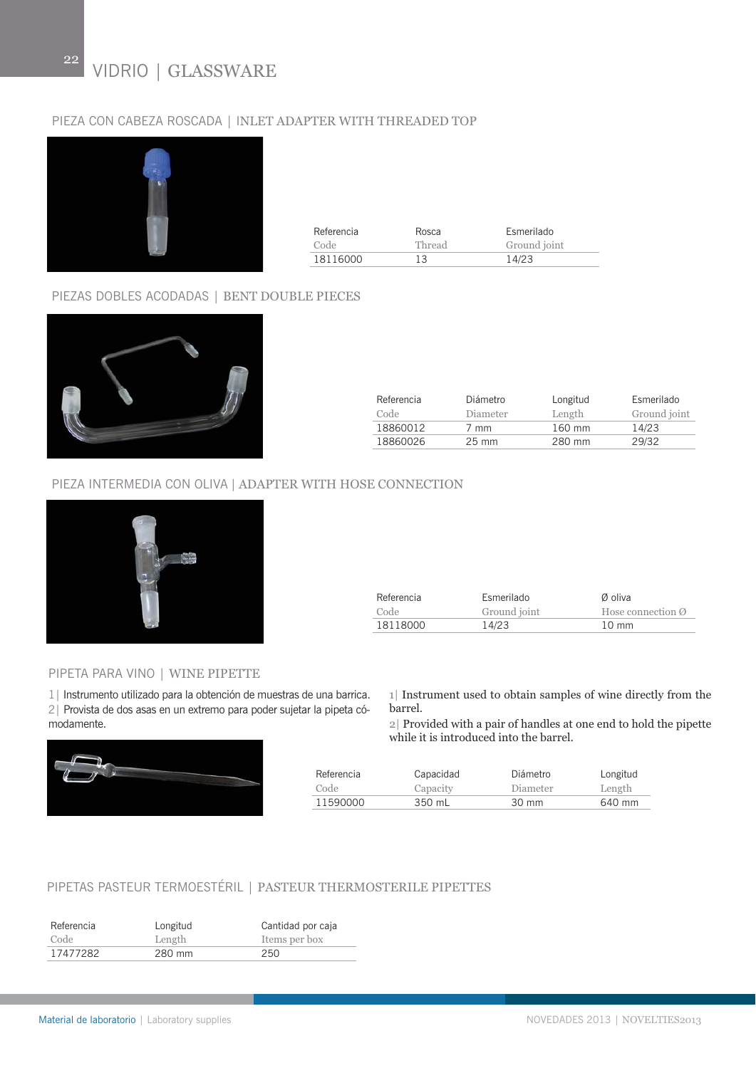# VIDRIO | GLASSWARE

## PIEZA CON CABEZA ROSCADA | INLET ADAPTER WITH THREADED TOP

| Referencia Code | Rosca Thread | Esmerilado Ground joint |
|---|---|---|
| 18116000 | 13 | 14/23 |

## PIEZAS DOBLES ACODADAS | BENT DOUBLE PIECES

| Referencia Code | Diámetro Diameter | Longitud Length | Esmerilado Ground joint |
|---|---|---|---|
| 18860012 | 7 mm | 160 mm | 14/23 |
| 18860026 | 25 mm | 280 mm | 29/32 |

## PIEZA INTERMEDIA CON OLIVA | ADAPTER WITH HOSE CONNECTION

| Referencia Code | Esmerilado Ground joint | Ø oliva Hose connection Ø |
|---|---|---|
| 18118000 | 14/23 | 10 mm |

## PIPETA PARA VINO | WINE PIPETTE

1| Instrumento utilizado para la obtención de muestras de una barrica.
2| Provista de dos asas en un extremo para poder sujetar la pipeta cómodamente.

1| Instrument used to obtain samples of wine directly from the barrel.
2| Provided with a pair of handles at one end to hold the pipette while it is introduced into the barrel.

| Referencia Code | Capacidad Capacity | Diámetro Diameter | Longitud Length |
|---|---|---|---|
| 11590000 | 350 mL | 30 mm | 640 mm |

## PIPETAS PASTEUR TERMOESTÉRIL | PASTEUR THERMOSTERILE PIPETTES

| Referencia Code | Longitud Length | Cantidad por caja Items per box |
|---|---|---|
| 17477282 | 280 mm | 250 |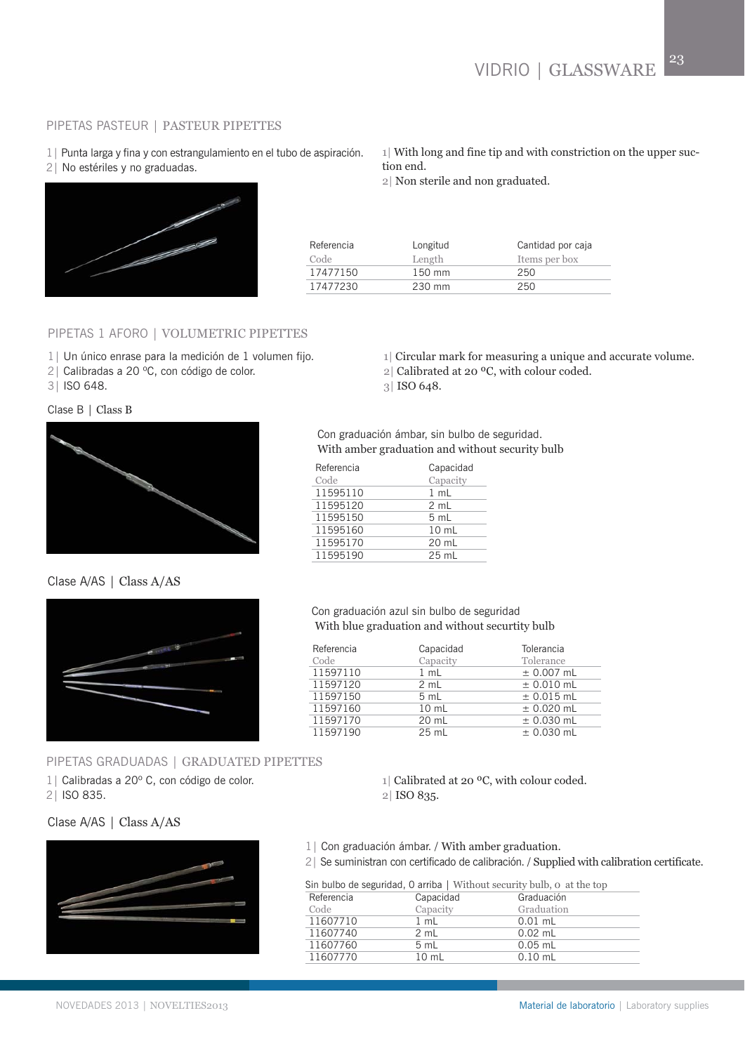# VIDRIO | GLASSWARE

## PIPETAS PASTEUR | PASTEUR PIPETTES

1| Punta larga y fina y con estrangulamiento en el tubo de aspiración.
2| No estériles y no graduadas.

1| With long and fine tip and with constriction on the upper suction end.
2| Non sterile and non graduated.

| Referencia<br>Code | Longitud<br>Length | Cantidad por caja<br>Items per box |
|---|---|---|
| 17477150 | 150 mm | 250 |
| 17477230 | 230 mm | 250 |

## PIPETAS 1 AFORO | VOLUMETRIC PIPETTES

1| Un único enrase para la medición de 1 volumen fijo.
2| Calibradas a 20 ºC, con código de color.
3| ISO 648.

1| Circular mark for measuring a unique and accurate volume.
2| Calibrated at 20 ºC, with colour coded.
3| ISO 648.

### Clase B | Class B

Con graduación ámbar, sin bulbo de seguridad.
With amber graduation and without security bulb

| Referencia<br>Code | Capacidad<br>Capacity |
|---|---|
| 11595110 | 1 mL |
| 11595120 | 2 mL |
| 11595150 | 5 mL |
| 11595160 | 10 mL |
| 11595170 | 20 mL |
| 11595190 | 25 mL |

### Clase A/AS | Class A/AS

Con graduación azul sin bulbo de seguridad
With blue graduation and without securtity bulb

| Referencia<br>Code | Capacidad<br>Capacity | Tolerancia<br>Tolerance |
|---|---|---|
| 11597110 | 1 mL | ± 0.007 mL |
| 11597120 | 2 mL | ± 0.010 mL |
| 11597150 | 5 mL | ± 0.015 mL |
| 11597160 | 10 mL | ± 0.020 mL |
| 11597170 | 20 mL | ± 0.030 mL |
| 11597190 | 25 mL | ± 0.030 mL |

## PIPETAS GRADUADAS | GRADUATED PIPETTES

1| Calibradas a 20º C, con código de color.
2| ISO 835.

1| Calibrated at 20 ºC, with colour coded.
2| ISO 835.

### Clase A/AS | Class A/AS

1| Con graduación ámbar. / With amber graduation.
2| Se suministran con certificado de calibración. / Supplied with calibration certificate.

Sin bulbo de seguridad, 0 arriba | Without security bulb, 0 at the top

| Referencia<br>Code | Capacidad<br>Capacity | Graduación<br>Graduation |
|---|---|---|
| 11607710 | 1 mL | 0.01 mL |
| 11607740 | 2 mL | 0.02 mL |
| 11607760 | 5 mL | 0.05 mL |
| 11607770 | 10 mL | 0.10 mL |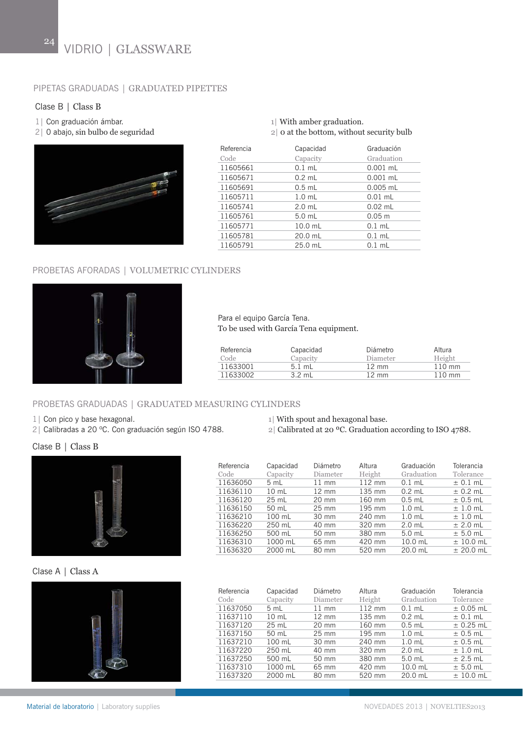# VIDRIO | GLASSWARE

## PIPETAS GRADUADAS | GRADUATED PIPETTES

### Clase B | Class B

1| Con graduación ámbar.
2| 0 abajo, sin bulbo de seguridad

1| With amber graduation.
2| 0 at the bottom, without security bulb

| Referencia Code | Capacidad Capacity | Graduación Graduation |
|---|---|---|
| 11605661 | 0.1 mL | 0.001 mL |
| 11605671 | 0.2 mL | 0.001 mL |
| 11605691 | 0.5 mL | 0.005 mL |
| 11605711 | 1.0 mL | 0.01 mL |
| 11605741 | 2.0 mL | 0.02 mL |
| 11605761 | 5.0 mL | 0.05 m |
| 11605771 | 10.0 mL | 0.1 mL |
| 11605781 | 20.0 mL | 0.1 mL |
| 11605791 | 25.0 mL | 0.1 mL |

## PROBETAS AFORADAS | VOLUMETRIC CYLINDERS

Para el equipo García Tena.
To be used with García Tena equipment.

| Referencia Code | Capacidad Capacity | Diámetro Diameter | Altura Height |
|---|---|---|---|
| 11633001 | 5.1 mL | 12 mm | 110 mm |
| 11633002 | 3.2 mL | 12 mm | 110 mm |

## PROBETAS GRADUADAS | GRADUATED MEASURING CYLINDERS

1| Con pico y base hexagonal.
2| Calibradas a 20 ºC. Con graduación según ISO 4788.

1| With spout and hexagonal base.
2| Calibrated at 20 ºC. Graduation according to ISO 4788.

### Clase B | Class B

| Referencia Code | Capacidad Capacity | Diámetro Diameter | Altura Height | Graduación Graduation | Tolerancia Tolerance |
|---|---|---|---|---|---|
| 11636050 | 5 mL | 11 mm | 112 mm | 0.1 mL | ± 0.1 mL |
| 11636110 | 10 mL | 12 mm | 135 mm | 0.2 mL | ± 0.2 mL |
| 11636120 | 25 mL | 20 mm | 160 mm | 0.5 mL | ± 0.5 mL |
| 11636150 | 50 mL | 25 mm | 195 mm | 1.0 mL | ± 1.0 mL |
| 11636210 | 100 mL | 30 mm | 240 mm | 1.0 mL | ± 1.0 mL |
| 11636220 | 250 mL | 40 mm | 320 mm | 2.0 mL | ± 2.0 mL |
| 11636250 | 500 mL | 50 mm | 380 mm | 5.0 mL | ± 5.0 mL |
| 11636310 | 1000 mL | 65 mm | 420 mm | 10.0 mL | ± 10.0 mL |
| 11636320 | 2000 mL | 80 mm | 520 mm | 20.0 mL | ± 20.0 mL |

### Clase A | Class A

| Referencia Code | Capacidad Capacity | Diámetro Diameter | Altura Height | Graduación Graduation | Tolerancia Tolerance |
|---|---|---|---|---|---|
| 11637050 | 5 mL | 11 mm | 112 mm | 0.1 mL | ± 0.05 mL |
| 11637110 | 10 mL | 12 mm | 135 mm | 0.2 mL | ± 0.1 mL |
| 11637120 | 25 mL | 20 mm | 160 mm | 0.5 mL | ± 0.25 mL |
| 11637150 | 50 mL | 25 mm | 195 mm | 1.0 mL | ± 0.5 mL |
| 11637210 | 100 mL | 30 mm | 240 mm | 1.0 mL | ± 0.5 mL |
| 11637220 | 250 mL | 40 mm | 320 mm | 2.0 mL | ± 1.0 mL |
| 11637250 | 500 mL | 50 mm | 380 mm | 5.0 mL | ± 2.5 mL |
| 11637310 | 1000 mL | 65 mm | 420 mm | 10.0 mL | ± 5.0 mL |
| 11637320 | 2000 mL | 80 mm | 520 mm | 20.0 mL | ± 10.0 mL |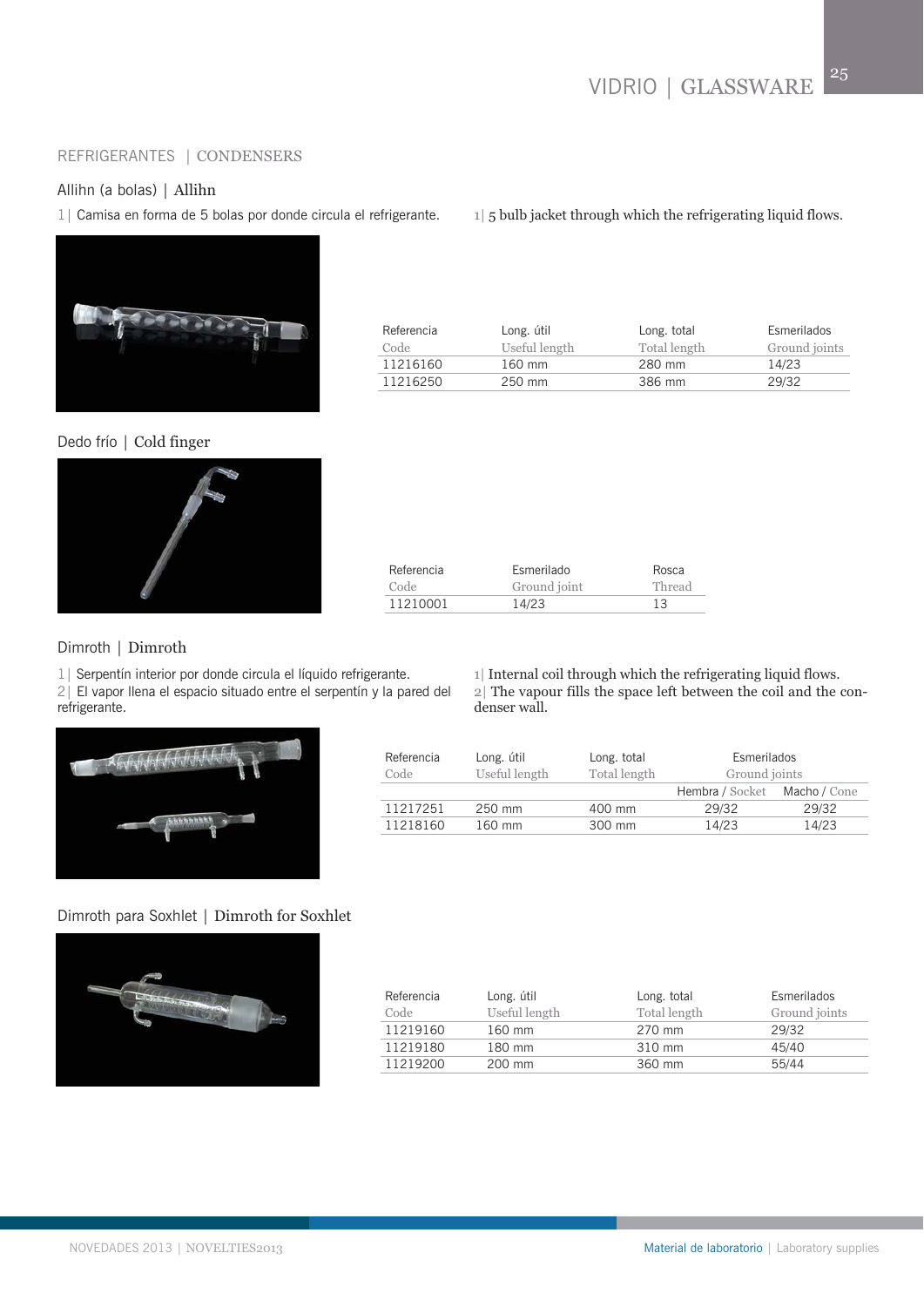## REFRIGERANTES | CONDENSERS

### Allihn (a bolas) | Allihn

1| Camisa en forma de 5 bolas por donde circula el refrigerante.

1| 5 bulb jacket through which the refrigerating liquid flows.

| Referencia<br>Code | Long. útil<br>Useful length | Long. total<br>Total length | Esmerilados<br>Ground joints |
|---|---|---|---|
| 11216160 | 160 mm | 280 mm | 14/23 |
| 11216250 | 250 mm | 386 mm | 29/32 |

### Dedo frío | Cold finger

| Referencia<br>Code | Esmerilado<br>Ground joint | Rosca<br>Thread |
|---|---|---|
| 11210001 | 14/23 | 13 |

### Dimroth | Dimroth

1| Serpentín interior por donde circula el líquido refrigerante.
2| El vapor llena el espacio situado entre el serpentín y la pared del refrigerante.

1| Internal coil through which the refrigerating liquid flows.
2| The vapour fills the space left between the coil and the condenser wall.

| Referencia<br>Code | Long. útil<br>Useful length | Long. total<br>Total length | Esmerilados<br>Ground joints | |
|---|---|---|---|---|
| | | | Hembra / Socket | Macho / Cone |
| 11217251 | 250 mm | 400 mm | 29/32 | 29/32 |
| 11218160 | 160 mm | 300 mm | 14/23 | 14/23 |

### Dimroth para Soxhlet | Dimroth for Soxhlet

| Referencia<br>Code | Long. útil<br>Useful length | Long. total<br>Total length | Esmerilados<br>Ground joints |
|---|---|---|---|
| 11219160 | 160 mm | 270 mm | 29/32 |
| 11219180 | 180 mm | 310 mm | 45/40 |
| 11219200 | 200 mm | 360 mm | 55/44 |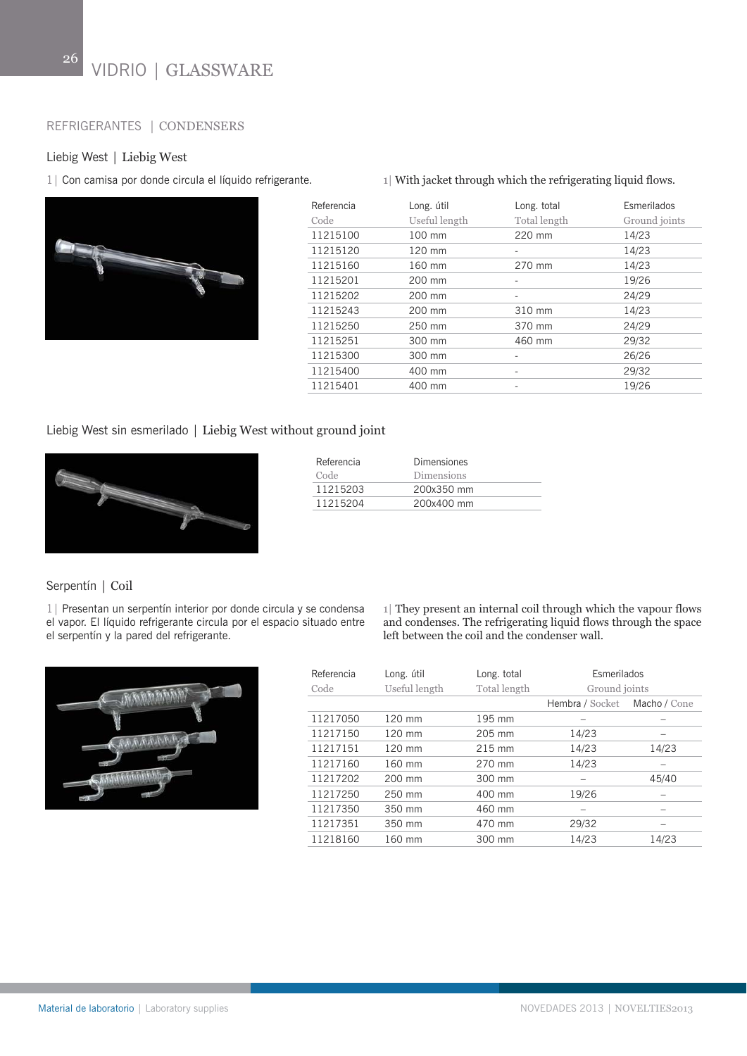# VIDRIO | GLASSWARE

## REFRIGERANTES | CONDENSERS

### Liebig West | Liebig West

1 | Con camisa por donde circula el líquido refrigerante.

1| With jacket through which the refrigerating liquid flows.

| Referencia<br>Code | Long. útil<br>Useful length | Long. total<br>Total length | Esmerilados<br>Ground joints |
|---|---|---|---|
| 11215100 | 100 mm | 220 mm | 14/23 |
| 11215120 | 120 mm | - | 14/23 |
| 11215160 | 160 mm | 270 mm | 14/23 |
| 11215201 | 200 mm | - | 19/26 |
| 11215202 | 200 mm | - | 24/29 |
| 11215243 | 200 mm | 310 mm | 14/23 |
| 11215250 | 250 mm | 370 mm | 24/29 |
| 11215251 | 300 mm | 460 mm | 29/32 |
| 11215300 | 300 mm | - | 26/26 |
| 11215400 | 400 mm | - | 29/32 |
| 11215401 | 400 mm | - | 19/26 |

### Liebig West sin esmerilado | Liebig West without ground joint

| Referencia<br>Code | Dimensiones<br>Dimensions |
|---|---|
| 11215203 | 200x350 mm |
| 11215204 | 200x400 mm |

### Serpentín | Coil

1 | Presentan un serpentín interior por donde circula y se condensa el vapor. El líquido refrigerante circula por el espacio situado entre el serpentín y la pared del refrigerante.

1| They present an internal coil through which the vapour flows and condenses. The refrigerating liquid flows through the space left between the coil and the condenser wall.

| Referencia<br>Code | Long. útil<br>Useful length | Long. total<br>Total length | Esmerilados<br>Ground joints | |
|---|---|---|---|---|
| | | | Hembra / Socket | Macho / Cone |
| 11217050 | 120 mm | 195 mm | – | – |
| 11217150 | 120 mm | 205 mm | 14/23 | – |
| 11217151 | 120 mm | 215 mm | 14/23 | 14/23 |
| 11217160 | 160 mm | 270 mm | 14/23 | – |
| 11217202 | 200 mm | 300 mm | – | 45/40 |
| 11217250 | 250 mm | 400 mm | 19/26 | – |
| 11217350 | 350 mm | 460 mm | – | – |
| 11217351 | 350 mm | 470 mm | 29/32 | – |
| 11218160 | 160 mm | 300 mm | 14/23 | 14/23 |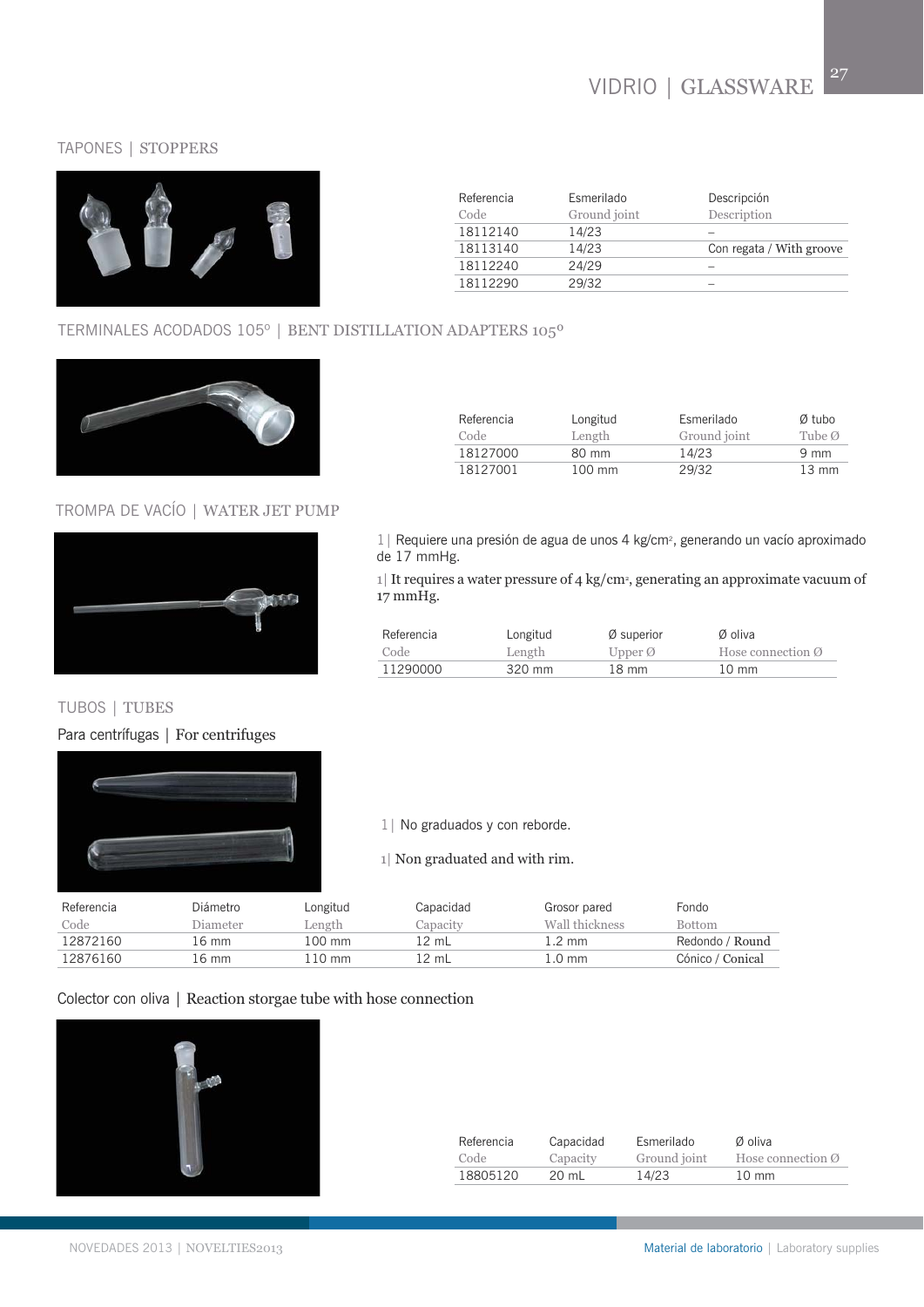# VIDRIO | GLASSWARE

## TAPONES | STOPPERS

| Referencia<br>Code | Esmerilado<br>Ground joint | Descripción<br>Description |
|---|---|---|
| 18112140 | 14/23 | – |
| 18113140 | 14/23 | Con regata / With groove |
| 18112240 | 24/29 | – |
| 18112290 | 29/32 | – |

## TERMINALES ACODADOS 105º | BENT DISTILLATION ADAPTERS 105º

| Referencia<br>Code | Longitud<br>Length | Esmerilado<br>Ground joint | Ø tubo<br>Tube Ø |
|---|---|---|---|
| 18127000 | 80 mm | 14/23 | 9 mm |
| 18127001 | 100 mm | 29/32 | 13 mm |

## TROMPA DE VACÍO | WATER JET PUMP

1 | Requiere una presión de agua de unos 4 kg/cm², generando un vacío aproximado de 17 mmHg.

1 | It requires a water pressure of 4 kg/cm², generating an approximate vacuum of 17 mmHg.

| Referencia<br>Code | Longitud<br>Length | Ø superior<br>Upper Ø | Ø oliva<br>Hose connection Ø |
|---|---|---|---|
| 11290000 | 320 mm | 18 mm | 10 mm |

## TUBOS | TUBES

### Para centrífugas | For centrifuges

1 | No graduados y con reborde.

1 | Non graduated and with rim.

| Referencia<br>Code | Diámetro<br>Diameter | Longitud<br>Length | Capacidad<br>Capacity | Grosor pared<br>Wall thickness | Fondo<br>Bottom |
|---|---|---|---|---|---|
| 12872160 | 16 mm | 100 mm | 12 mL | 1.2 mm | Redondo / Round |
| 12876160 | 16 mm | 110 mm | 12 mL | 1.0 mm | Cónico / Conical |

### Colector con oliva | Reaction storgae tube with hose connection

| Referencia<br>Code | Capacidad<br>Capacity | Esmerilado<br>Ground joint | Ø oliva<br>Hose connection Ø |
|---|---|---|---|
| 18805120 | 20 mL | 14/23 | 10 mm |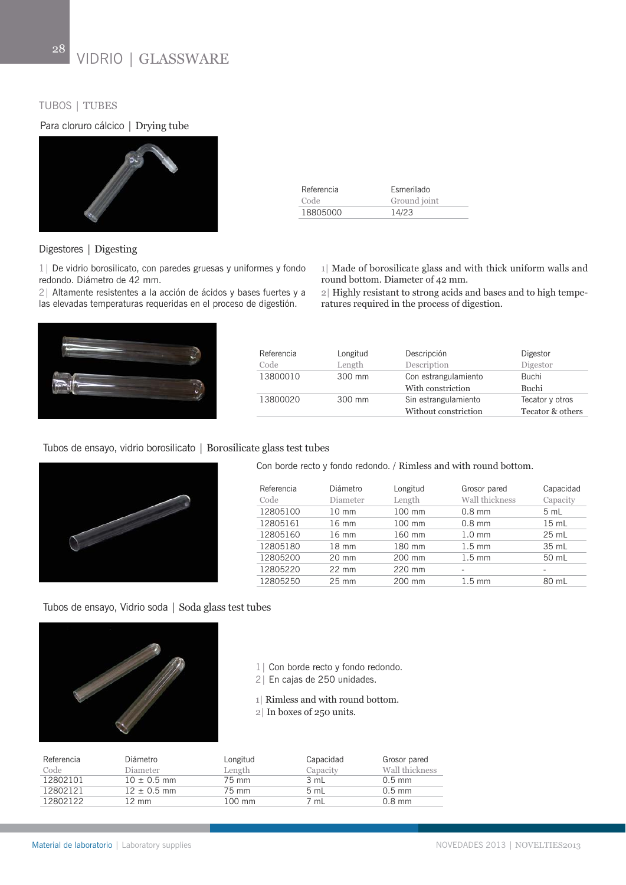# VIDRIO | GLASSWARE

## TUBOS | TUBES

### Para cloruro cálcico | Drying tube

| Referencia / Code | Esmerilado / Ground joint |
|---|---|
| 18805000 | 14/23 |

### Digestores | Digesting

1| De vidrio borosilicato, con paredes gruesas y uniformes y fondo redondo. Diámetro de 42 mm.
2| Altamente resistentes a la acción de ácidos y bases fuertes y a las elevadas temperaturas requeridas en el proceso de digestión.

1| Made of borosilicate glass and with thick uniform walls and round bottom. Diameter of 42 mm.
2| Highly resistant to strong acids and bases and to high temperatures required in the process of digestion.

| Referencia / Code | Longitud / Length | Descripción / Description | Digestor / Digestor |
|---|---|---|---|
| 13800010 | 300 mm | Con estrangulamiento / With constriction | Buchi / Buchi |
| 13800020 | 300 mm | Sin estrangulamiento / Without constriction | Tecator y otros / Tecator & others |

### Tubos de ensayo, vidrio borosilicato | Borosilicate glass test tubes

Con borde recto y fondo redondo. / Rimless and with round bottom.

| Referencia / Code | Diámetro / Diameter | Longitud / Length | Grosor pared / Wall thickness | Capacidad / Capacity |
|---|---|---|---|---|
| 12805100 | 10 mm | 100 mm | 0.8 mm | 5 mL |
| 12805161 | 16 mm | 100 mm | 0.8 mm | 15 mL |
| 12805160 | 16 mm | 160 mm | 1.0 mm | 25 mL |
| 12805180 | 18 mm | 180 mm | 1.5 mm | 35 mL |
| 12805200 | 20 mm | 200 mm | 1.5 mm | 50 mL |
| 12805220 | 22 mm | 220 mm | - | - |
| 12805250 | 25 mm | 200 mm | 1.5 mm | 80 mL |

### Tubos de ensayo, Vidrio soda | Soda glass test tubes

1| Con borde recto y fondo redondo.
2| En cajas de 250 unidades.

1| Rimless and with round bottom.
2| In boxes of 250 units.

| Referencia / Code | Diámetro / Diameter | Longitud / Length | Capacidad / Capacity | Grosor pared / Wall thickness |
|---|---|---|---|---|
| 12802101 | 10 ± 0.5 mm | 75 mm | 3 mL | 0.5 mm |
| 12802121 | 12 ± 0.5 mm | 75 mm | 5 mL | 0.5 mm |
| 12802122 | 12 mm | 100 mm | 7 mL | 0.8 mm |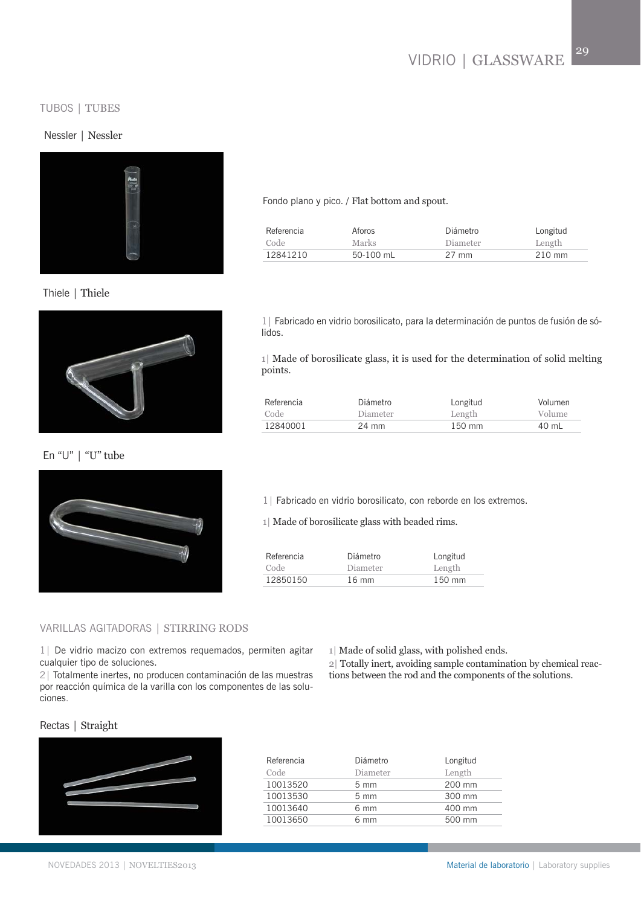# VIDRIO | GLASSWARE

## TUBOS | TUBES

### Nessler | Nessler

Fondo plano y pico. / Flat bottom and spout.

| Referencia<br>Code | Aforos<br>Marks | Diámetro<br>Diameter | Longitud<br>Length |
|---|---|---|---|
| 12841210 | 50-100 mL | 27 mm | 210 mm |

### Thiele | Thiele

1 | Fabricado en vidrio borosilicato, para la determinación de puntos de fusión de sólidos.

1| Made of borosilicate glass, it is used for the determination of solid melting points.

| Referencia<br>Code | Diámetro<br>Diameter | Longitud<br>Length | Volumen<br>Volume |
|---|---|---|---|
| 12840001 | 24 mm | 150 mm | 40 mL |

### En “U” | “U” tube

1 | Fabricado en vidrio borosilicato, con reborde en los extremos.

1| Made of borosilicate glass with beaded rims.

| Referencia<br>Code | Diámetro<br>Diameter | Longitud<br>Length |
|---|---|---|
| 12850150 | 16 mm | 150 mm |

## VARILLAS AGITADORAS | STIRRING RODS

1 | De vidrio macizo con extremos requemados, permiten agitar cualquier tipo de soluciones.
2 | Totalmente inertes, no producen contaminación de las muestras por reacción química de la varilla con los componentes de las soluciones.

1| Made of solid glass, with polished ends.
2| Totally inert, avoiding sample contamination by chemical reactions between the rod and the components of the solutions.

### Rectas | Straight

| Referencia<br>Code | Diámetro<br>Diameter | Longitud<br>Length |
|---|---|---|
| 10013520 | 5 mm | 200 mm |
| 10013530 | 5 mm | 300 mm |
| 10013640 | 6 mm | 400 mm |
| 10013650 | 6 mm | 500 mm |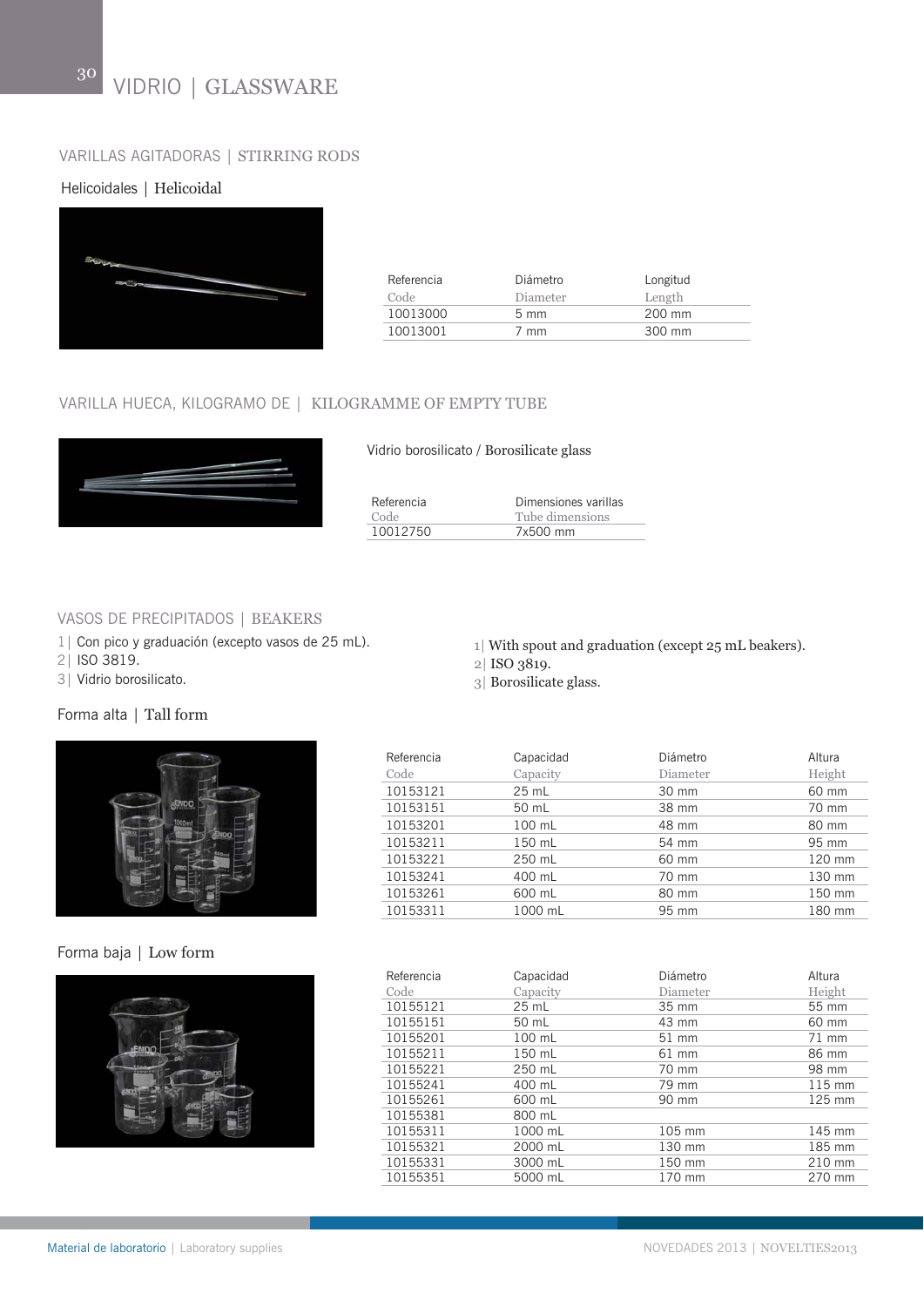# VIDRIO | GLASSWARE

## VARILLAS AGITADORAS | STIRRING RODS

### Helicoidales | Helicoidal

| Referencia Code | Diámetro Diameter | Longitud Length |
|---|---|---|
| 10013000 | 5 mm | 200 mm |
| 10013001 | 7 mm | 300 mm |

## VARILLA HUECA, KILOGRAMO DE | KILOGRAMME OF EMPTY TUBE

Vidrio borosilicato / Borosilicate glass

| Referencia Code | Dimensiones varillas Tube dimensions |
|---|---|
| 10012750 | 7x500 mm |

## VASOS DE PRECIPITADOS | BEAKERS

1| Con pico y graduación (excepto vasos de 25 mL).
2| ISO 3819.
3| Vidrio borosilicato.

1| With spout and graduation (except 25 mL beakers).
2| ISO 3819.
3| Borosilicate glass.

### Forma alta | Tall form

| Referencia Code | Capacidad Capacity | Diámetro Diameter | Altura Height |
|---|---|---|---|
| 10153121 | 25 mL | 30 mm | 60 mm |
| 10153151 | 50 mL | 38 mm | 70 mm |
| 10153201 | 100 mL | 48 mm | 80 mm |
| 10153211 | 150 mL | 54 mm | 95 mm |
| 10153221 | 250 mL | 60 mm | 120 mm |
| 10153241 | 400 mL | 70 mm | 130 mm |
| 10153261 | 600 mL | 80 mm | 150 mm |
| 10153311 | 1000 mL | 95 mm | 180 mm |

### Forma baja | Low form

| Referencia Code | Capacidad Capacity | Diámetro Diameter | Altura Height |
|---|---|---|---|
| 10155121 | 25 mL | 35 mm | 55 mm |
| 10155151 | 50 mL | 43 mm | 60 mm |
| 10155201 | 100 mL | 51 mm | 71 mm |
| 10155211 | 150 mL | 61 mm | 86 mm |
| 10155221 | 250 mL | 70 mm | 98 mm |
| 10155241 | 400 mL | 79 mm | 115 mm |
| 10155261 | 600 mL | 90 mm | 125 mm |
| 10155381 | 800 mL | | |
| 10155311 | 1000 mL | 105 mm | 145 mm |
| 10155321 | 2000 mL | 130 mm | 185 mm |
| 10155331 | 3000 mL | 150 mm | 210 mm |
| 10155351 | 5000 mL | 170 mm | 270 mm |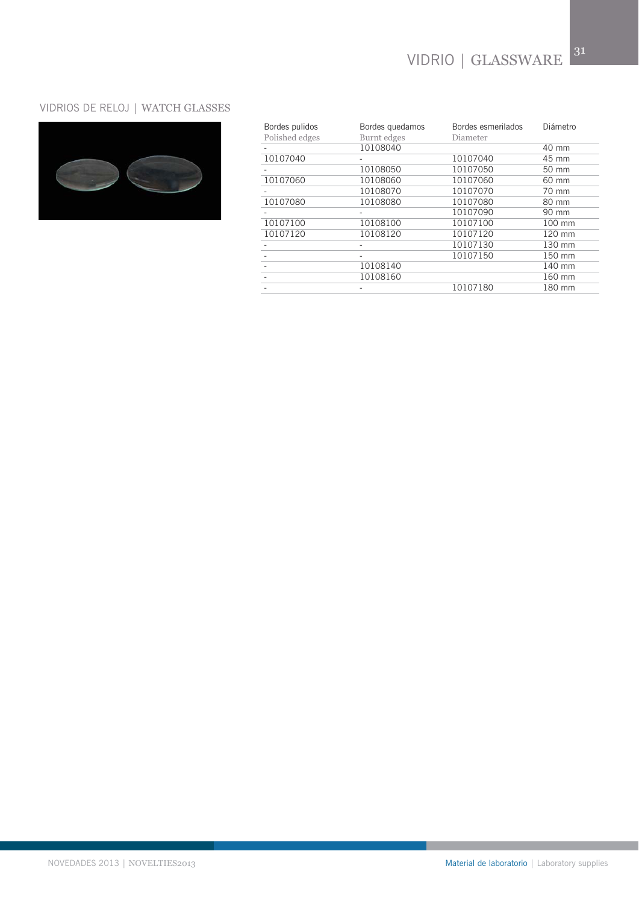## VIDRIOS DE RELOJ | WATCH GLASSES

| Bordes pulidos<br>Polished edges | Bordes quedamos<br>Burnt edges | Bordes esmerilados<br>Diameter | Diámetro |
|---|---|---|---|
| - | 10108040 | | 40 mm |
| 10107040 | - | 10107040 | 45 mm |
| - | 10108050 | 10107050 | 50 mm |
| 10107060 | 10108060 | 10107060 | 60 mm |
| - | 10108070 | 10107070 | 70 mm |
| 10107080 | 10108080 | 10107080 | 80 mm |
| - | - | 10107090 | 90 mm |
| 10107100 | 10108100 | 10107100 | 100 mm |
| 10107120 | 10108120 | 10107120 | 120 mm |
| - | - | 10107130 | 130 mm |
| - | - | 10107150 | 150 mm |
| - | 10108140 | | 140 mm |
| - | 10108160 | | 160 mm |
| - | - | 10107180 | 180 mm |